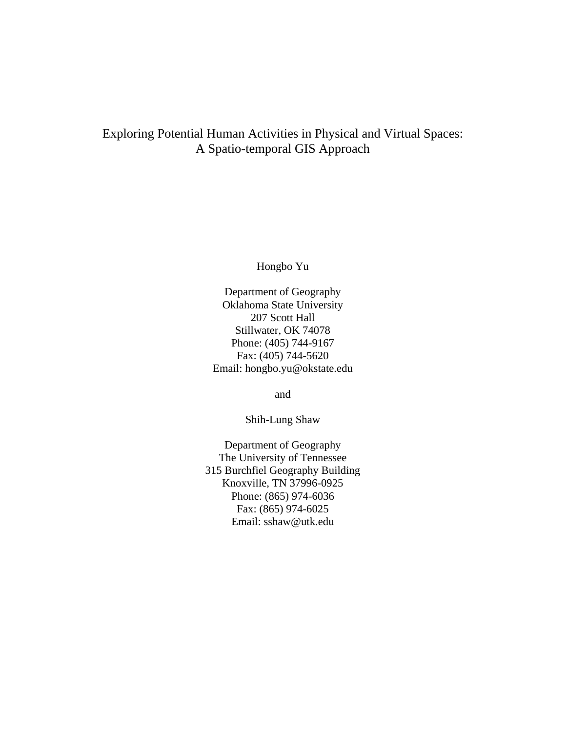# Exploring Potential Human Activities in Physical and Virtual Spaces: A Spatio-temporal GIS Approach

Hongbo Yu

Department of Geography
Oklahoma State University
207 Scott Hall
Stillwater, OK 74078
Phone: (405) 744-9167
Fax: (405) 744-5620
Email: hongbo.yu@okstate.edu

and

Shih-Lung Shaw

Department of Geography
The University of Tennessee
315 Burchfiel Geography Building
Knoxville, TN 37996-0925
Phone: (865) 974-6036
Fax: (865) 974-6025
Email: sshaw@utk.edu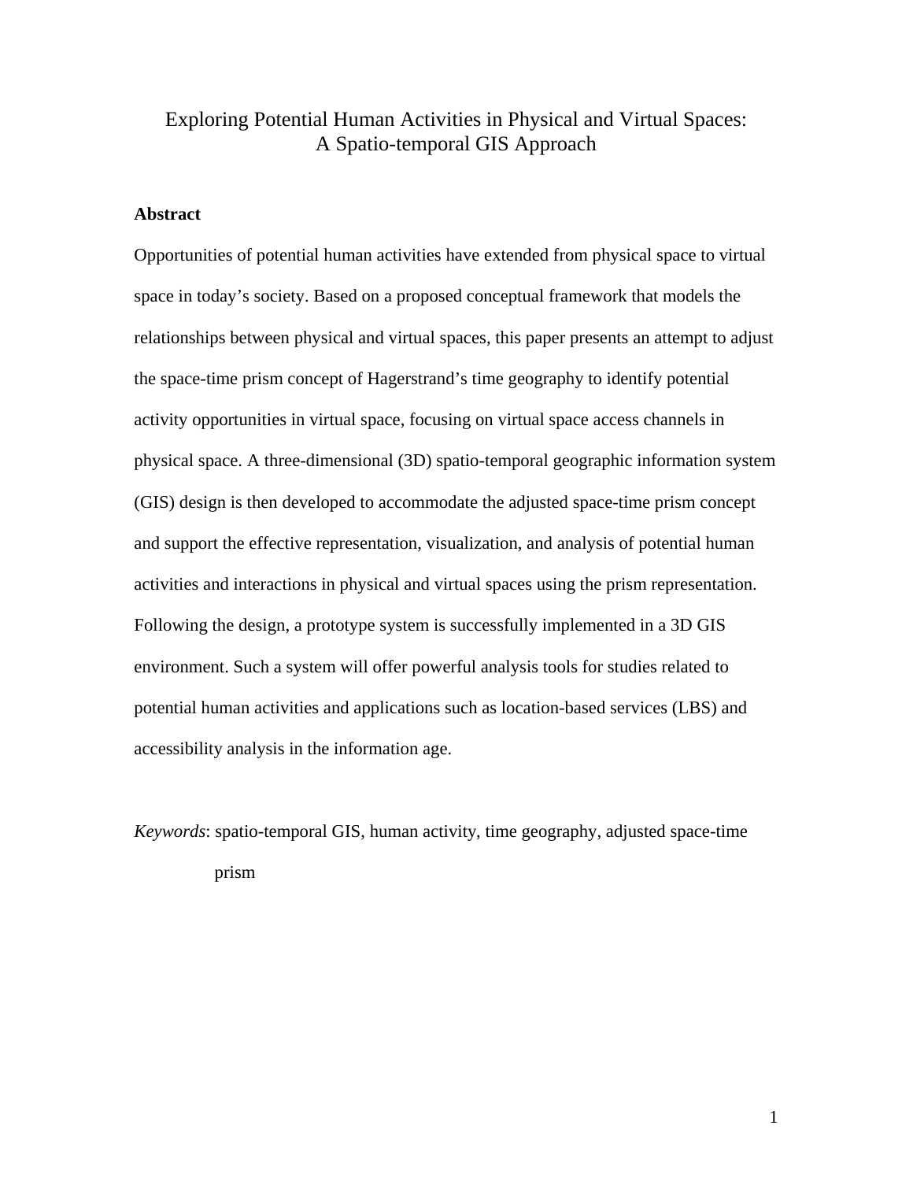# Exploring Potential Human Activities in Physical and Virtual Spaces: A Spatio-temporal GIS Approach

**Abstract**

Opportunities of potential human activities have extended from physical space to virtual space in today's society. Based on a proposed conceptual framework that models the relationships between physical and virtual spaces, this paper presents an attempt to adjust the space-time prism concept of Hagerstrand's time geography to identify potential activity opportunities in virtual space, focusing on virtual space access channels in physical space. A three-dimensional (3D) spatio-temporal geographic information system (GIS) design is then developed to accommodate the adjusted space-time prism concept and support the effective representation, visualization, and analysis of potential human activities and interactions in physical and virtual spaces using the prism representation. Following the design, a prototype system is successfully implemented in a 3D GIS environment. Such a system will offer powerful analysis tools for studies related to potential human activities and applications such as location-based services (LBS) and accessibility analysis in the information age.

*Keywords*: spatio-temporal GIS, human activity, time geography, adjusted space-time prism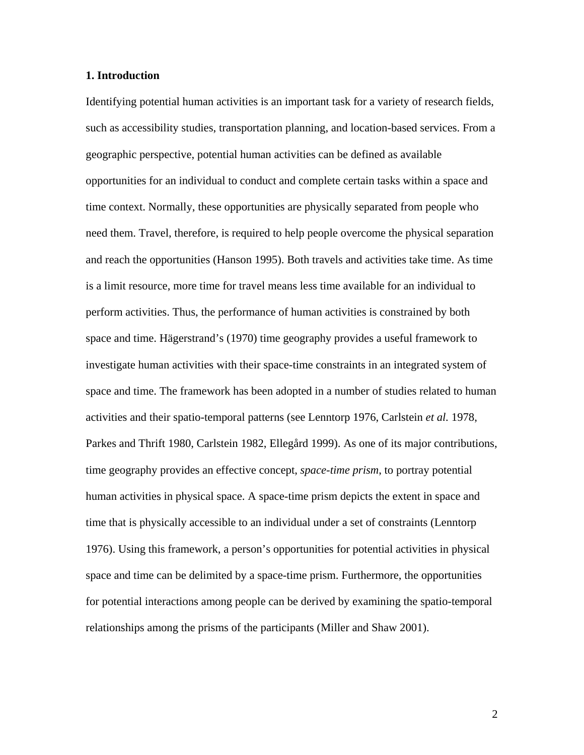## 1. Introduction

Identifying potential human activities is an important task for a variety of research fields, such as accessibility studies, transportation planning, and location-based services. From a geographic perspective, potential human activities can be defined as available opportunities for an individual to conduct and complete certain tasks within a space and time context. Normally, these opportunities are physically separated from people who need them. Travel, therefore, is required to help people overcome the physical separation and reach the opportunities (Hanson 1995). Both travels and activities take time. As time is a limit resource, more time for travel means less time available for an individual to perform activities. Thus, the performance of human activities is constrained by both space and time. Hägerstrand's (1970) time geography provides a useful framework to investigate human activities with their space-time constraints in an integrated system of space and time. The framework has been adopted in a number of studies related to human activities and their spatio-temporal patterns (see Lenntorp 1976, Carlstein *et al.* 1978, Parkes and Thrift 1980, Carlstein 1982, Ellegård 1999). As one of its major contributions, time geography provides an effective concept, *space-time prism*, to portray potential human activities in physical space. A space-time prism depicts the extent in space and time that is physically accessible to an individual under a set of constraints (Lenntorp 1976). Using this framework, a person's opportunities for potential activities in physical space and time can be delimited by a space-time prism. Furthermore, the opportunities for potential interactions among people can be derived by examining the spatio-temporal relationships among the prisms of the participants (Miller and Shaw 2001).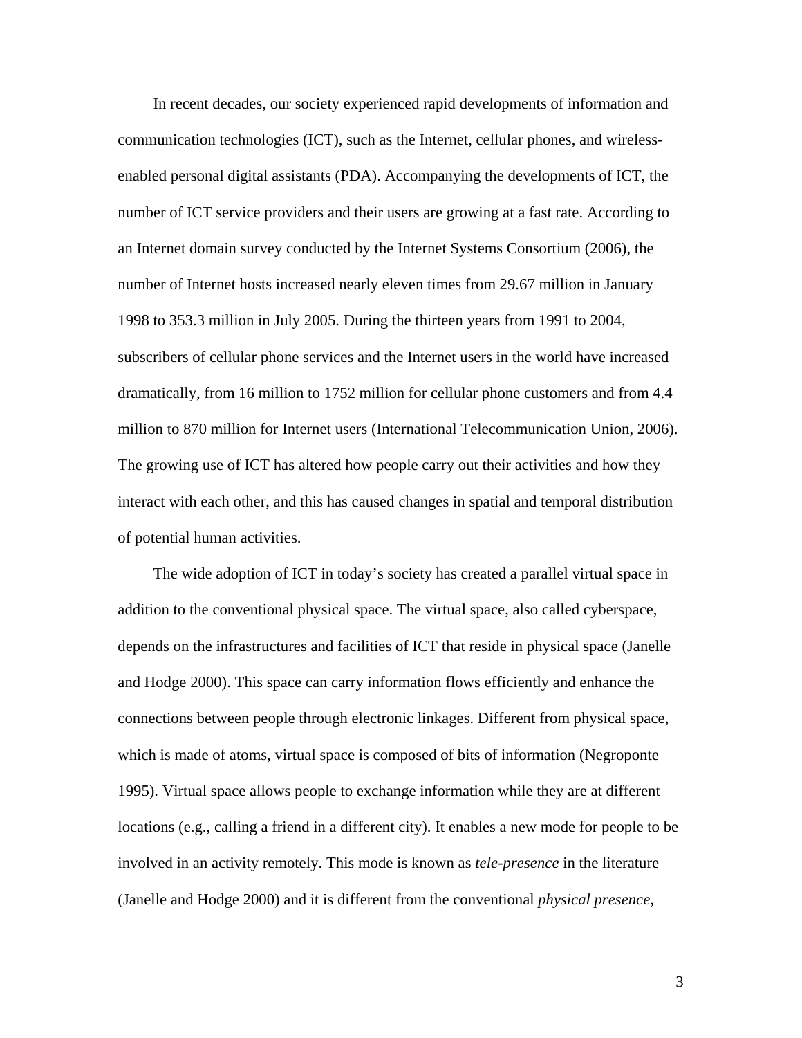In recent decades, our society experienced rapid developments of information and communication technologies (ICT), such as the Internet, cellular phones, and wireless-enabled personal digital assistants (PDA). Accompanying the developments of ICT, the number of ICT service providers and their users are growing at a fast rate. According to an Internet domain survey conducted by the Internet Systems Consortium (2006), the number of Internet hosts increased nearly eleven times from 29.67 million in January 1998 to 353.3 million in July 2005. During the thirteen years from 1991 to 2004, subscribers of cellular phone services and the Internet users in the world have increased dramatically, from 16 million to 1752 million for cellular phone customers and from 4.4 million to 870 million for Internet users (International Telecommunication Union, 2006). The growing use of ICT has altered how people carry out their activities and how they interact with each other, and this has caused changes in spatial and temporal distribution of potential human activities.

The wide adoption of ICT in today's society has created a parallel virtual space in addition to the conventional physical space. The virtual space, also called cyberspace, depends on the infrastructures and facilities of ICT that reside in physical space (Janelle and Hodge 2000). This space can carry information flows efficiently and enhance the connections between people through electronic linkages. Different from physical space, which is made of atoms, virtual space is composed of bits of information (Negroponte 1995). Virtual space allows people to exchange information while they are at different locations (e.g., calling a friend in a different city). It enables a new mode for people to be involved in an activity remotely. This mode is known as *tele-presence* in the literature (Janelle and Hodge 2000) and it is different from the conventional *physical presence*,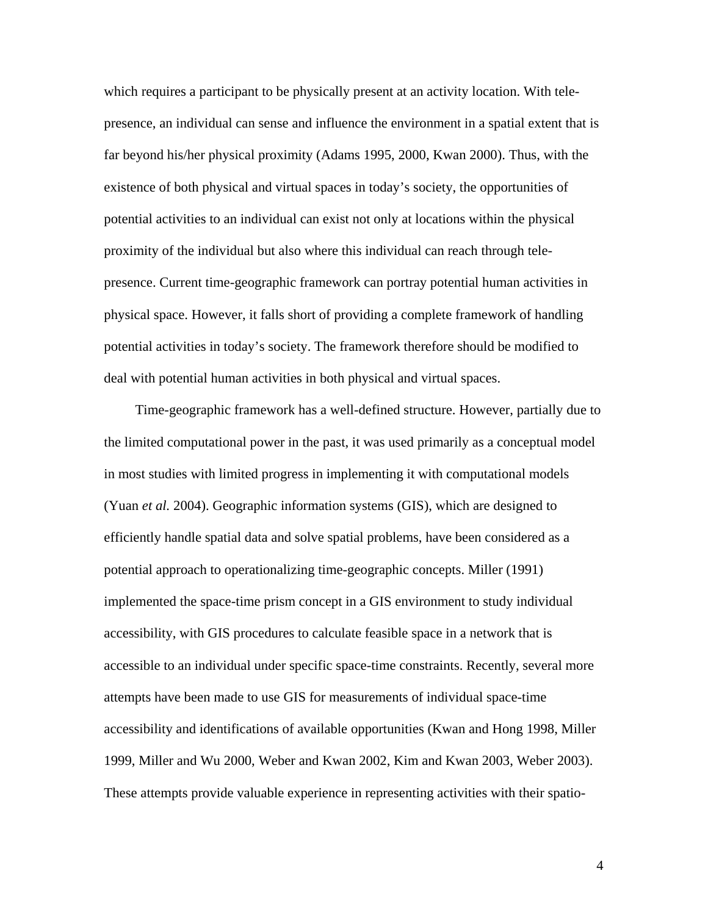which requires a participant to be physically present at an activity location. With tele-presence, an individual can sense and influence the environment in a spatial extent that is far beyond his/her physical proximity (Adams 1995, 2000, Kwan 2000). Thus, with the existence of both physical and virtual spaces in today's society, the opportunities of potential activities to an individual can exist not only at locations within the physical proximity of the individual but also where this individual can reach through tele-presence. Current time-geographic framework can portray potential human activities in physical space. However, it falls short of providing a complete framework of handling potential activities in today's society. The framework therefore should be modified to deal with potential human activities in both physical and virtual spaces.

Time-geographic framework has a well-defined structure. However, partially due to the limited computational power in the past, it was used primarily as a conceptual model in most studies with limited progress in implementing it with computational models (Yuan *et al.* 2004). Geographic information systems (GIS), which are designed to efficiently handle spatial data and solve spatial problems, have been considered as a potential approach to operationalizing time-geographic concepts. Miller (1991) implemented the space-time prism concept in a GIS environment to study individual accessibility, with GIS procedures to calculate feasible space in a network that is accessible to an individual under specific space-time constraints. Recently, several more attempts have been made to use GIS for measurements of individual space-time accessibility and identifications of available opportunities (Kwan and Hong 1998, Miller 1999, Miller and Wu 2000, Weber and Kwan 2002, Kim and Kwan 2003, Weber 2003). These attempts provide valuable experience in representing activities with their spatio-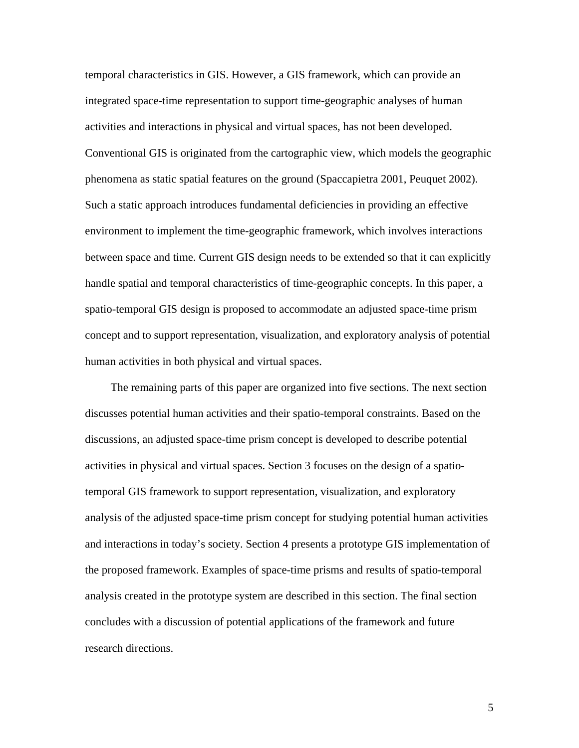temporal characteristics in GIS. However, a GIS framework, which can provide an integrated space-time representation to support time-geographic analyses of human activities and interactions in physical and virtual spaces, has not been developed. Conventional GIS is originated from the cartographic view, which models the geographic phenomena as static spatial features on the ground (Spaccapietra 2001, Peuquet 2002). Such a static approach introduces fundamental deficiencies in providing an effective environment to implement the time-geographic framework, which involves interactions between space and time. Current GIS design needs to be extended so that it can explicitly handle spatial and temporal characteristics of time-geographic concepts. In this paper, a spatio-temporal GIS design is proposed to accommodate an adjusted space-time prism concept and to support representation, visualization, and exploratory analysis of potential human activities in both physical and virtual spaces.

The remaining parts of this paper are organized into five sections. The next section discusses potential human activities and their spatio-temporal constraints. Based on the discussions, an adjusted space-time prism concept is developed to describe potential activities in physical and virtual spaces. Section 3 focuses on the design of a spatio-temporal GIS framework to support representation, visualization, and exploratory analysis of the adjusted space-time prism concept for studying potential human activities and interactions in today's society. Section 4 presents a prototype GIS implementation of the proposed framework. Examples of space-time prisms and results of spatio-temporal analysis created in the prototype system are described in this section. The final section concludes with a discussion of potential applications of the framework and future research directions.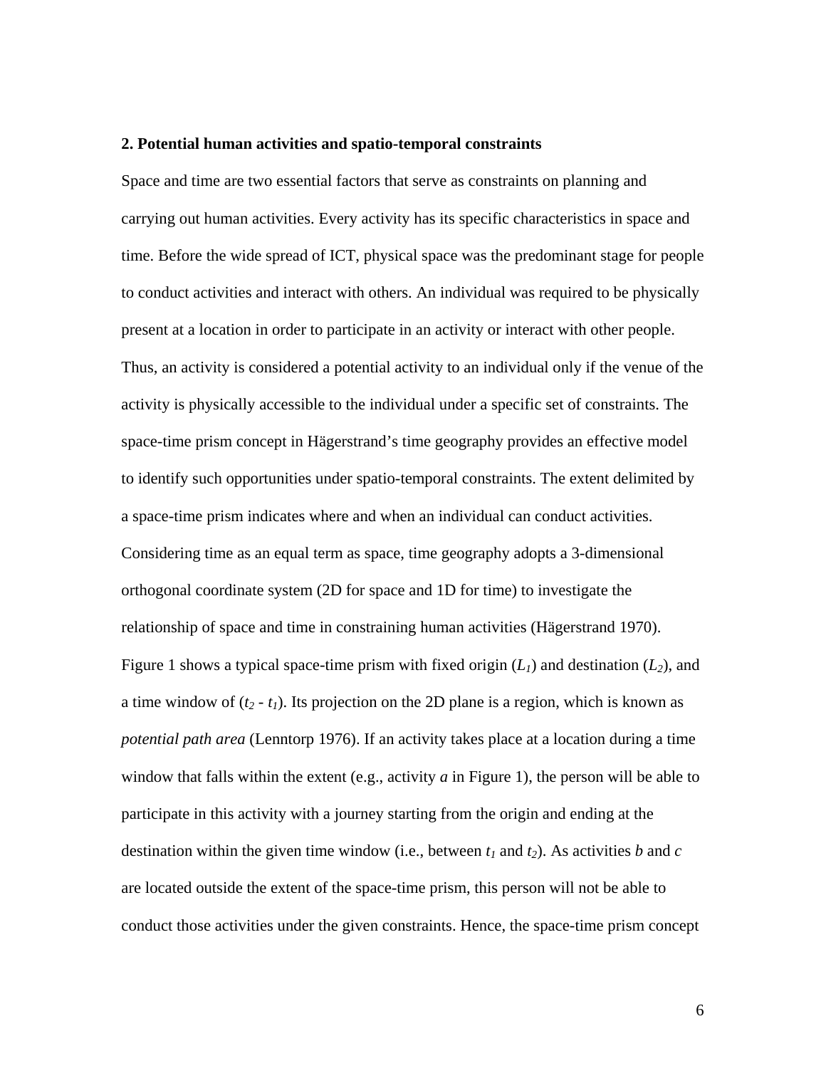## 2. Potential human activities and spatio-temporal constraints

Space and time are two essential factors that serve as constraints on planning and carrying out human activities. Every activity has its specific characteristics in space and time. Before the wide spread of ICT, physical space was the predominant stage for people to conduct activities and interact with others. An individual was required to be physically present at a location in order to participate in an activity or interact with other people. Thus, an activity is considered a potential activity to an individual only if the venue of the activity is physically accessible to the individual under a specific set of constraints. The space-time prism concept in Hägerstrand's time geography provides an effective model to identify such opportunities under spatio-temporal constraints. The extent delimited by a space-time prism indicates where and when an individual can conduct activities. Considering time as an equal term as space, time geography adopts a 3-dimensional orthogonal coordinate system (2D for space and 1D for time) to investigate the relationship of space and time in constraining human activities (Hägerstrand 1970). Figure 1 shows a typical space-time prism with fixed origin ($L_1$) and destination ($L_2$), and a time window of ($t_2$ - $t_1$). Its projection on the 2D plane is a region, which is known as *potential path area* (Lenntorp 1976). If an activity takes place at a location during a time window that falls within the extent (e.g., activity *a* in Figure 1), the person will be able to participate in this activity with a journey starting from the origin and ending at the destination within the given time window (i.e., between $t_1$ and $t_2$). As activities *b* and *c* are located outside the extent of the space-time prism, this person will not be able to conduct those activities under the given constraints. Hence, the space-time prism concept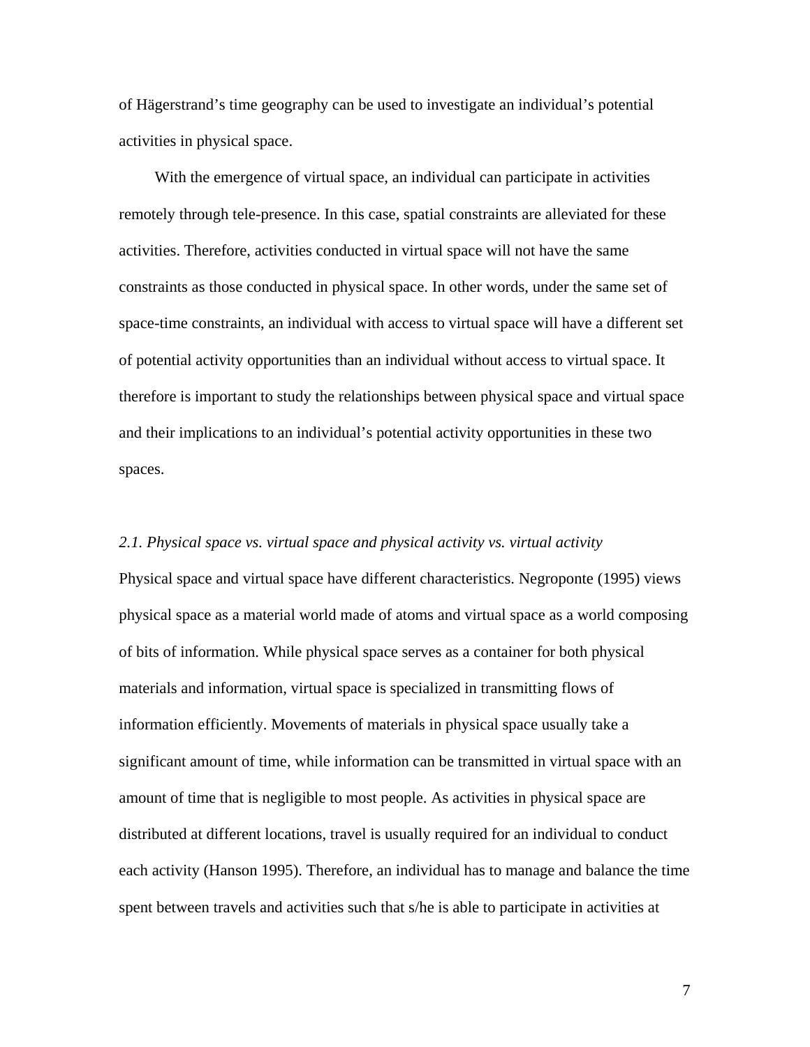of Hägerstrand's time geography can be used to investigate an individual's potential activities in physical space.

With the emergence of virtual space, an individual can participate in activities remotely through tele-presence. In this case, spatial constraints are alleviated for these activities. Therefore, activities conducted in virtual space will not have the same constraints as those conducted in physical space. In other words, under the same set of space-time constraints, an individual with access to virtual space will have a different set of potential activity opportunities than an individual without access to virtual space. It therefore is important to study the relationships between physical space and virtual space and their implications to an individual's potential activity opportunities in these two spaces.

### *2.1. Physical space vs. virtual space and physical activity vs. virtual activity*

Physical space and virtual space have different characteristics. Negroponte (1995) views physical space as a material world made of atoms and virtual space as a world composing of bits of information. While physical space serves as a container for both physical materials and information, virtual space is specialized in transmitting flows of information efficiently. Movements of materials in physical space usually take a significant amount of time, while information can be transmitted in virtual space with an amount of time that is negligible to most people. As activities in physical space are distributed at different locations, travel is usually required for an individual to conduct each activity (Hanson 1995). Therefore, an individual has to manage and balance the time spent between travels and activities such that s/he is able to participate in activities at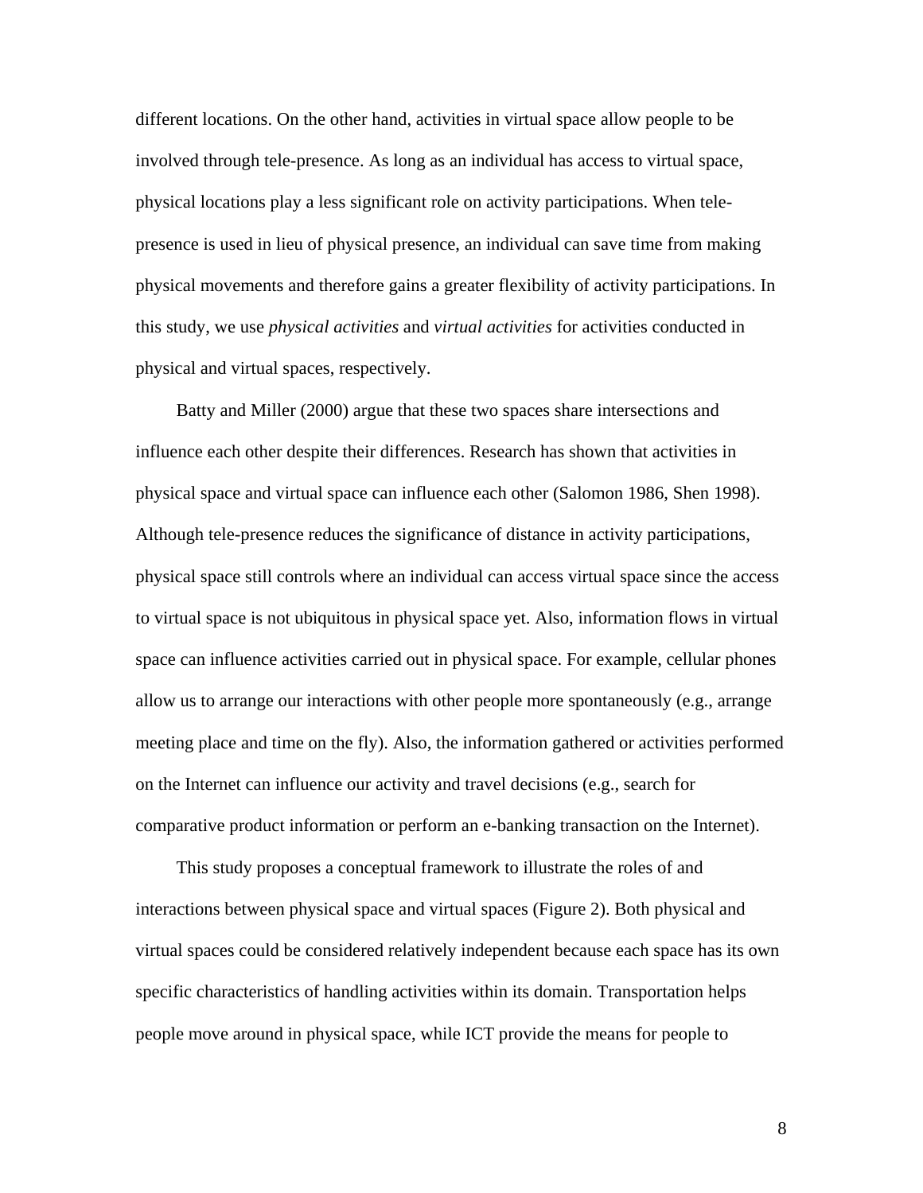different locations. On the other hand, activities in virtual space allow people to be involved through tele-presence. As long as an individual has access to virtual space, physical locations play a less significant role on activity participations. When tele-presence is used in lieu of physical presence, an individual can save time from making physical movements and therefore gains a greater flexibility of activity participations. In this study, we use *physical activities* and *virtual activities* for activities conducted in physical and virtual spaces, respectively.

Batty and Miller (2000) argue that these two spaces share intersections and influence each other despite their differences. Research has shown that activities in physical space and virtual space can influence each other (Salomon 1986, Shen 1998). Although tele-presence reduces the significance of distance in activity participations, physical space still controls where an individual can access virtual space since the access to virtual space is not ubiquitous in physical space yet. Also, information flows in virtual space can influence activities carried out in physical space. For example, cellular phones allow us to arrange our interactions with other people more spontaneously (e.g., arrange meeting place and time on the fly). Also, the information gathered or activities performed on the Internet can influence our activity and travel decisions (e.g., search for comparative product information or perform an e-banking transaction on the Internet).

This study proposes a conceptual framework to illustrate the roles of and interactions between physical space and virtual spaces (Figure 2). Both physical and virtual spaces could be considered relatively independent because each space has its own specific characteristics of handling activities within its domain. Transportation helps people move around in physical space, while ICT provide the means for people to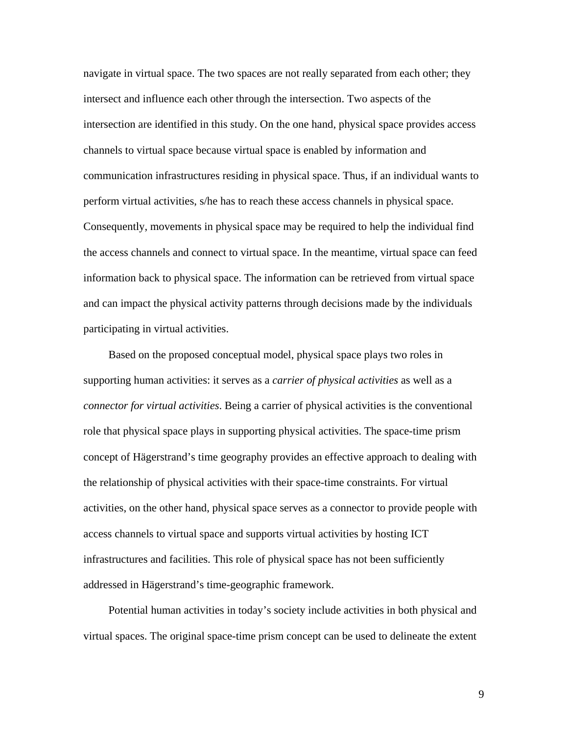navigate in virtual space. The two spaces are not really separated from each other; they intersect and influence each other through the intersection. Two aspects of the intersection are identified in this study. On the one hand, physical space provides access channels to virtual space because virtual space is enabled by information and communication infrastructures residing in physical space. Thus, if an individual wants to perform virtual activities, s/he has to reach these access channels in physical space. Consequently, movements in physical space may be required to help the individual find the access channels and connect to virtual space. In the meantime, virtual space can feed information back to physical space. The information can be retrieved from virtual space and can impact the physical activity patterns through decisions made by the individuals participating in virtual activities.

Based on the proposed conceptual model, physical space plays two roles in supporting human activities: it serves as a *carrier of physical activities* as well as a *connector for virtual activities*. Being a carrier of physical activities is the conventional role that physical space plays in supporting physical activities. The space-time prism concept of Hägerstrand's time geography provides an effective approach to dealing with the relationship of physical activities with their space-time constraints. For virtual activities, on the other hand, physical space serves as a connector to provide people with access channels to virtual space and supports virtual activities by hosting ICT infrastructures and facilities. This role of physical space has not been sufficiently addressed in Hägerstrand's time-geographic framework.

Potential human activities in today's society include activities in both physical and virtual spaces. The original space-time prism concept can be used to delineate the extent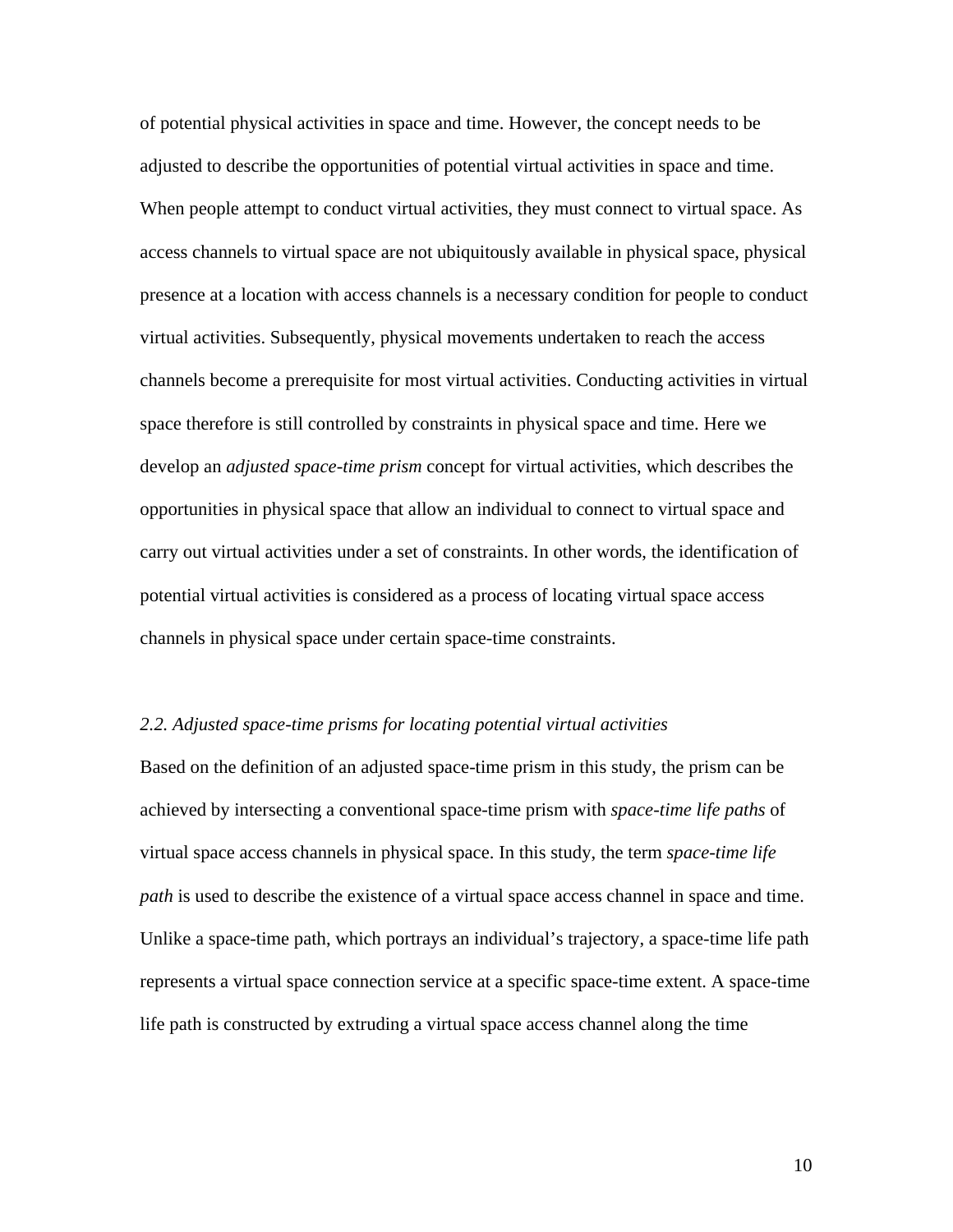of potential physical activities in space and time. However, the concept needs to be adjusted to describe the opportunities of potential virtual activities in space and time. When people attempt to conduct virtual activities, they must connect to virtual space. As access channels to virtual space are not ubiquitously available in physical space, physical presence at a location with access channels is a necessary condition for people to conduct virtual activities. Subsequently, physical movements undertaken to reach the access channels become a prerequisite for most virtual activities. Conducting activities in virtual space therefore is still controlled by constraints in physical space and time. Here we develop an *adjusted space-time prism* concept for virtual activities, which describes the opportunities in physical space that allow an individual to connect to virtual space and carry out virtual activities under a set of constraints. In other words, the identification of potential virtual activities is considered as a process of locating virtual space access channels in physical space under certain space-time constraints.

### *2.2. Adjusted space-time prisms for locating potential virtual activities*

Based on the definition of an adjusted space-time prism in this study, the prism can be achieved by intersecting a conventional space-time prism with *space-time life paths* of virtual space access channels in physical space. In this study, the term *space-time life path* is used to describe the existence of a virtual space access channel in space and time. Unlike a space-time path, which portrays an individual's trajectory, a space-time life path represents a virtual space connection service at a specific space-time extent. A space-time life path is constructed by extruding a virtual space access channel along the time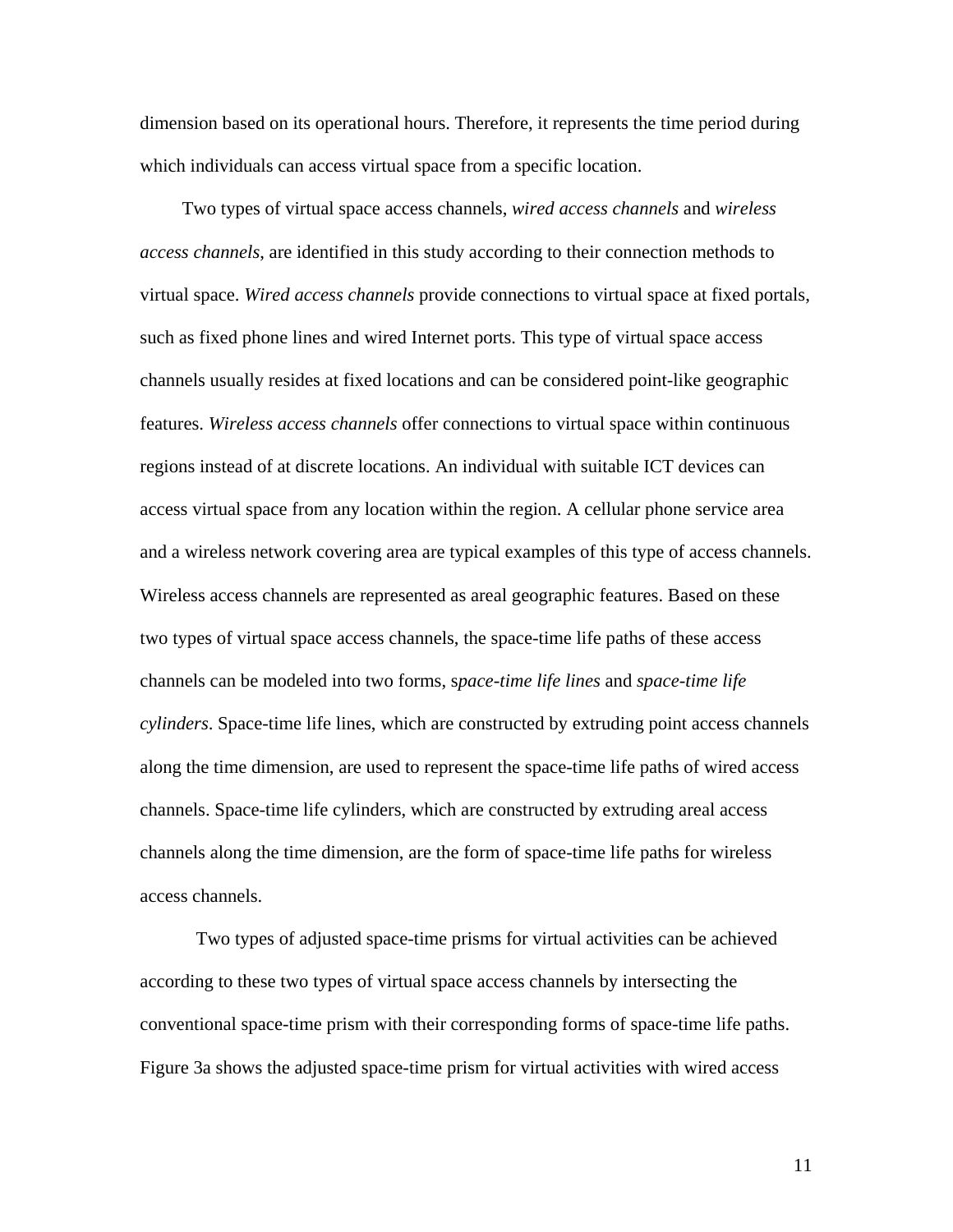dimension based on its operational hours. Therefore, it represents the time period during which individuals can access virtual space from a specific location.

Two types of virtual space access channels, *wired access channels* and *wireless access channels*, are identified in this study according to their connection methods to virtual space. *Wired access channels* provide connections to virtual space at fixed portals, such as fixed phone lines and wired Internet ports. This type of virtual space access channels usually resides at fixed locations and can be considered point-like geographic features. *Wireless access channels* offer connections to virtual space within continuous regions instead of at discrete locations. An individual with suitable ICT devices can access virtual space from any location within the region. A cellular phone service area and a wireless network covering area are typical examples of this type of access channels. Wireless access channels are represented as areal geographic features. Based on these two types of virtual space access channels, the space-time life paths of these access channels can be modeled into two forms, s*pace-time life lines* and *space-time life cylinders*. Space-time life lines, which are constructed by extruding point access channels along the time dimension, are used to represent the space-time life paths of wired access channels. Space-time life cylinders, which are constructed by extruding areal access channels along the time dimension, are the form of space-time life paths for wireless access channels.

Two types of adjusted space-time prisms for virtual activities can be achieved according to these two types of virtual space access channels by intersecting the conventional space-time prism with their corresponding forms of space-time life paths. Figure 3a shows the adjusted space-time prism for virtual activities with wired access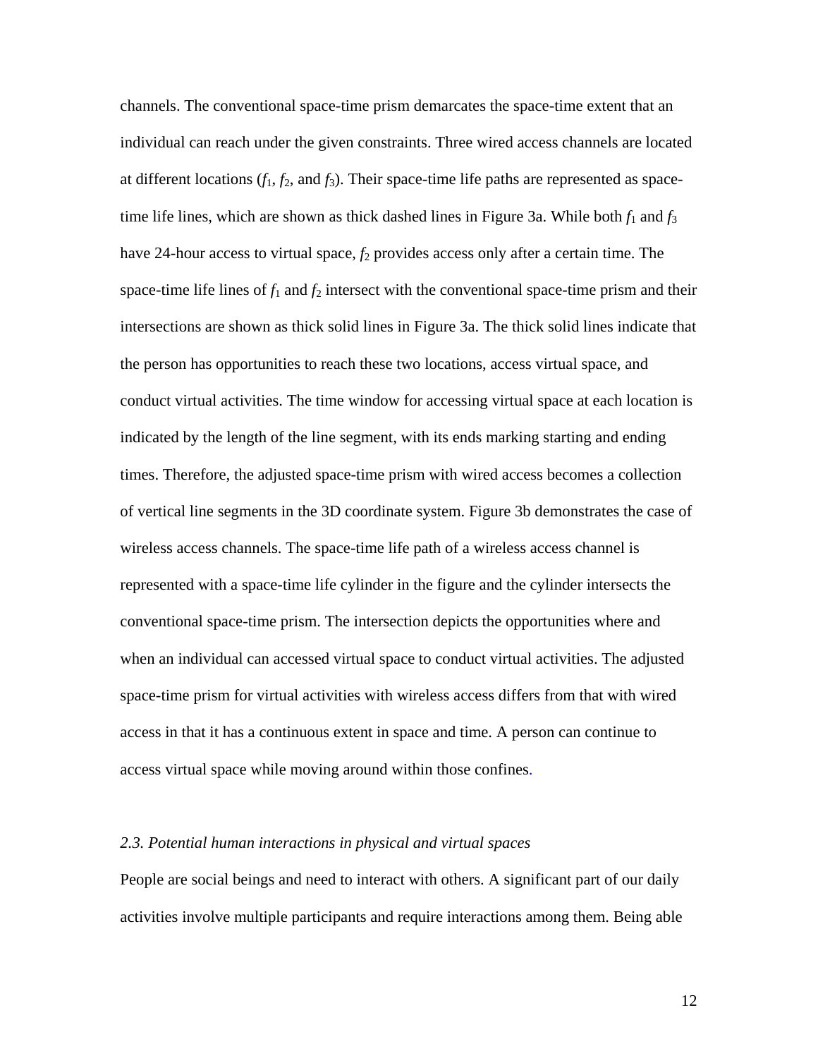channels. The conventional space-time prism demarcates the space-time extent that an individual can reach under the given constraints. Three wired access channels are located at different locations ($f_1$, $f_2$, and $f_3$). Their space-time life paths are represented as space-time life lines, which are shown as thick dashed lines in Figure 3a. While both $f_1$ and $f_3$ have 24-hour access to virtual space, $f_2$ provides access only after a certain time. The space-time life lines of $f_1$ and $f_2$ intersect with the conventional space-time prism and their intersections are shown as thick solid lines in Figure 3a. The thick solid lines indicate that the person has opportunities to reach these two locations, access virtual space, and conduct virtual activities. The time window for accessing virtual space at each location is indicated by the length of the line segment, with its ends marking starting and ending times. Therefore, the adjusted space-time prism with wired access becomes a collection of vertical line segments in the 3D coordinate system. Figure 3b demonstrates the case of wireless access channels. The space-time life path of a wireless access channel is represented with a space-time life cylinder in the figure and the cylinder intersects the conventional space-time prism. The intersection depicts the opportunities where and when an individual can accessed virtual space to conduct virtual activities. The adjusted space-time prism for virtual activities with wireless access differs from that with wired access in that it has a continuous extent in space and time. A person can continue to access virtual space while moving around within those confines.

### *2.3. Potential human interactions in physical and virtual spaces*

People are social beings and need to interact with others. A significant part of our daily activities involve multiple participants and require interactions among them. Being able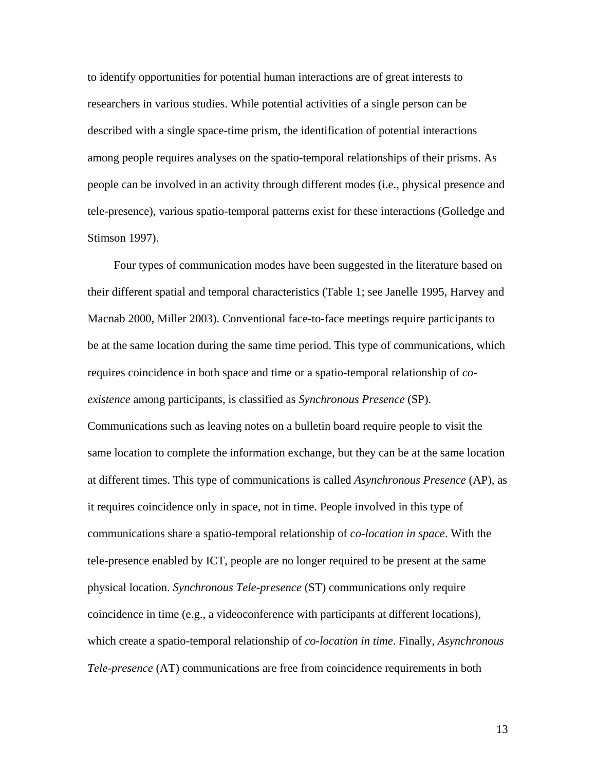to identify opportunities for potential human interactions are of great interests to researchers in various studies. While potential activities of a single person can be described with a single space-time prism, the identification of potential interactions among people requires analyses on the spatio-temporal relationships of their prisms. As people can be involved in an activity through different modes (i.e., physical presence and tele-presence), various spatio-temporal patterns exist for these interactions (Golledge and Stimson 1997).

Four types of communication modes have been suggested in the literature based on their different spatial and temporal characteristics (Table 1; see Janelle 1995, Harvey and Macnab 2000, Miller 2003). Conventional face-to-face meetings require participants to be at the same location during the same time period. This type of communications, which requires coincidence in both space and time or a spatio-temporal relationship of *co-existence* among participants, is classified as *Synchronous Presence* (SP). Communications such as leaving notes on a bulletin board require people to visit the same location to complete the information exchange, but they can be at the same location at different times. This type of communications is called *Asynchronous Presence* (AP), as it requires coincidence only in space, not in time. People involved in this type of communications share a spatio-temporal relationship of *co-location in space*. With the tele-presence enabled by ICT, people are no longer required to be present at the same physical location. *Synchronous Tele-presence* (ST) communications only require coincidence in time (e.g., a videoconference with participants at different locations), which create a spatio-temporal relationship of *co-location in time*. Finally, *Asynchronous Tele-presence* (AT) communications are free from coincidence requirements in both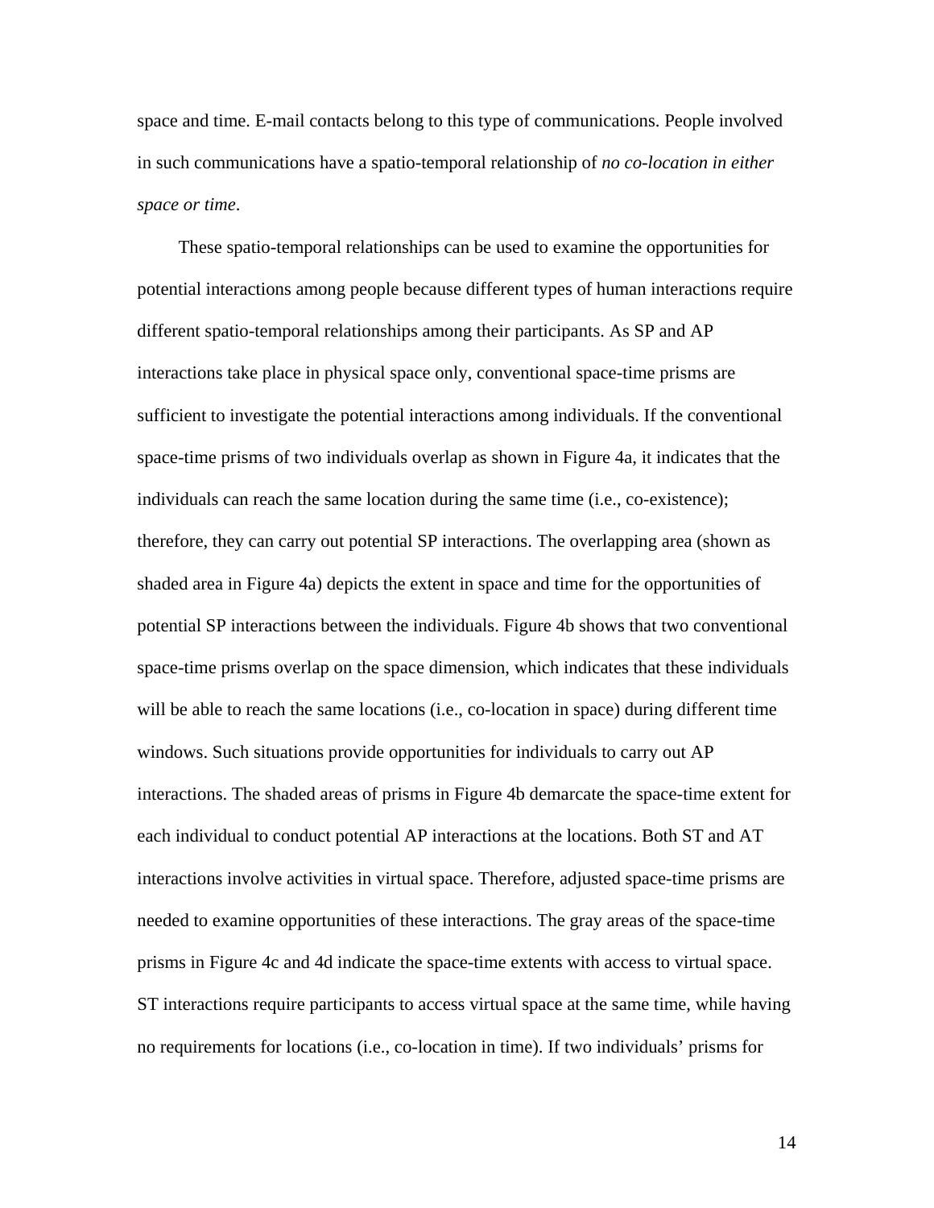space and time. E-mail contacts belong to this type of communications. People involved in such communications have a spatio-temporal relationship of *no co-location in either space or time*.

These spatio-temporal relationships can be used to examine the opportunities for potential interactions among people because different types of human interactions require different spatio-temporal relationships among their participants. As SP and AP interactions take place in physical space only, conventional space-time prisms are sufficient to investigate the potential interactions among individuals. If the conventional space-time prisms of two individuals overlap as shown in Figure 4a, it indicates that the individuals can reach the same location during the same time (i.e., co-existence); therefore, they can carry out potential SP interactions. The overlapping area (shown as shaded area in Figure 4a) depicts the extent in space and time for the opportunities of potential SP interactions between the individuals. Figure 4b shows that two conventional space-time prisms overlap on the space dimension, which indicates that these individuals will be able to reach the same locations (i.e., co-location in space) during different time windows. Such situations provide opportunities for individuals to carry out AP interactions. The shaded areas of prisms in Figure 4b demarcate the space-time extent for each individual to conduct potential AP interactions at the locations. Both ST and AT interactions involve activities in virtual space. Therefore, adjusted space-time prisms are needed to examine opportunities of these interactions. The gray areas of the space-time prisms in Figure 4c and 4d indicate the space-time extents with access to virtual space. ST interactions require participants to access virtual space at the same time, while having no requirements for locations (i.e., co-location in time). If two individuals' prisms for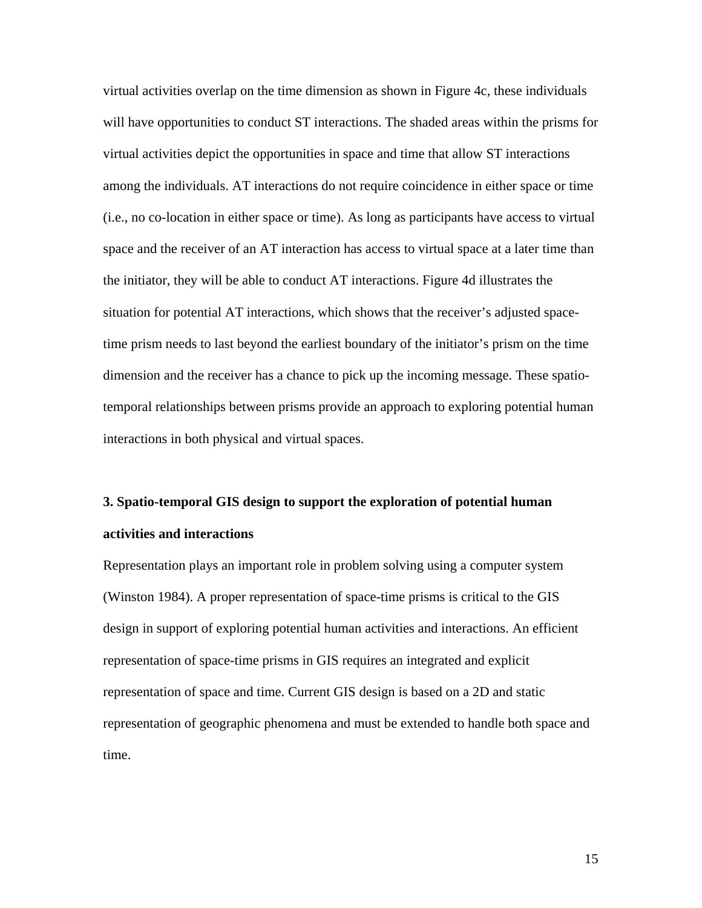virtual activities overlap on the time dimension as shown in Figure 4c, these individuals will have opportunities to conduct ST interactions. The shaded areas within the prisms for virtual activities depict the opportunities in space and time that allow ST interactions among the individuals. AT interactions do not require coincidence in either space or time (i.e., no co-location in either space or time). As long as participants have access to virtual space and the receiver of an AT interaction has access to virtual space at a later time than the initiator, they will be able to conduct AT interactions. Figure 4d illustrates the situation for potential AT interactions, which shows that the receiver's adjusted space-time prism needs to last beyond the earliest boundary of the initiator's prism on the time dimension and the receiver has a chance to pick up the incoming message. These spatio-temporal relationships between prisms provide an approach to exploring potential human interactions in both physical and virtual spaces.

## 3. Spatio-temporal GIS design to support the exploration of potential human activities and interactions

Representation plays an important role in problem solving using a computer system (Winston 1984). A proper representation of space-time prisms is critical to the GIS design in support of exploring potential human activities and interactions. An efficient representation of space-time prisms in GIS requires an integrated and explicit representation of space and time. Current GIS design is based on a 2D and static representation of geographic phenomena and must be extended to handle both space and time.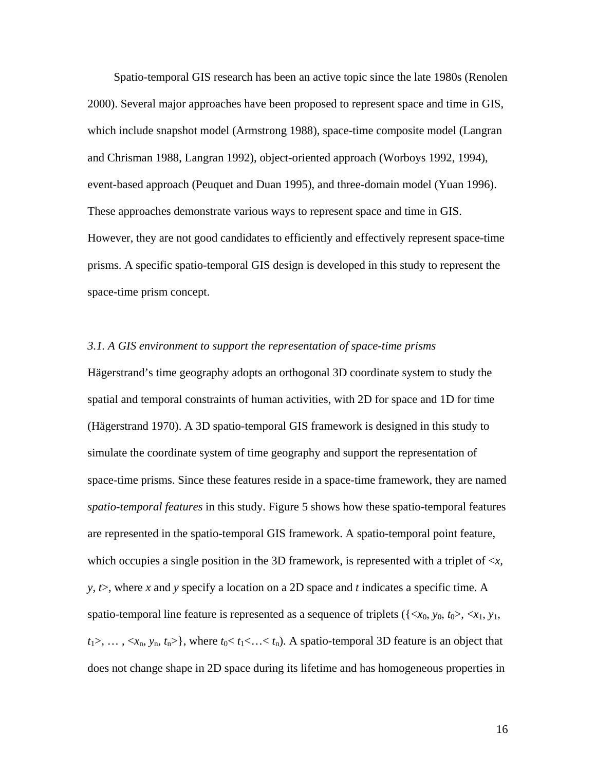Spatio-temporal GIS research has been an active topic since the late 1980s (Renolen 2000). Several major approaches have been proposed to represent space and time in GIS, which include snapshot model (Armstrong 1988), space-time composite model (Langran and Chrisman 1988, Langran 1992), object-oriented approach (Worboys 1992, 1994), event-based approach (Peuquet and Duan 1995), and three-domain model (Yuan 1996). These approaches demonstrate various ways to represent space and time in GIS. However, they are not good candidates to efficiently and effectively represent space-time prisms. A specific spatio-temporal GIS design is developed in this study to represent the space-time prism concept.

### *3.1. A GIS environment to support the representation of space-time prisms*

Hägerstrand's time geography adopts an orthogonal 3D coordinate system to study the spatial and temporal constraints of human activities, with 2D for space and 1D for time (Hägerstrand 1970). A 3D spatio-temporal GIS framework is designed in this study to simulate the coordinate system of time geography and support the representation of space-time prisms. Since these features reside in a space-time framework, they are named *spatio-temporal features* in this study. Figure 5 shows how these spatio-temporal features are represented in the spatio-temporal GIS framework. A spatio-temporal point feature, which occupies a single position in the 3D framework, is represented with a triplet of $<x, y, t>$, where $x$ and $y$ specify a location on a 2D space and $t$ indicates a specific time. A spatio-temporal line feature is represented as a sequence of triplets ($\{<x_0, y_0, t_0>, <x_1, y_1, t_1>, \ldots, <x_n, y_n, t_n>\}$, where $t_0 < t_1 < \ldots < t_n$). A spatio-temporal 3D feature is an object that does not change shape in 2D space during its lifetime and has homogeneous properties in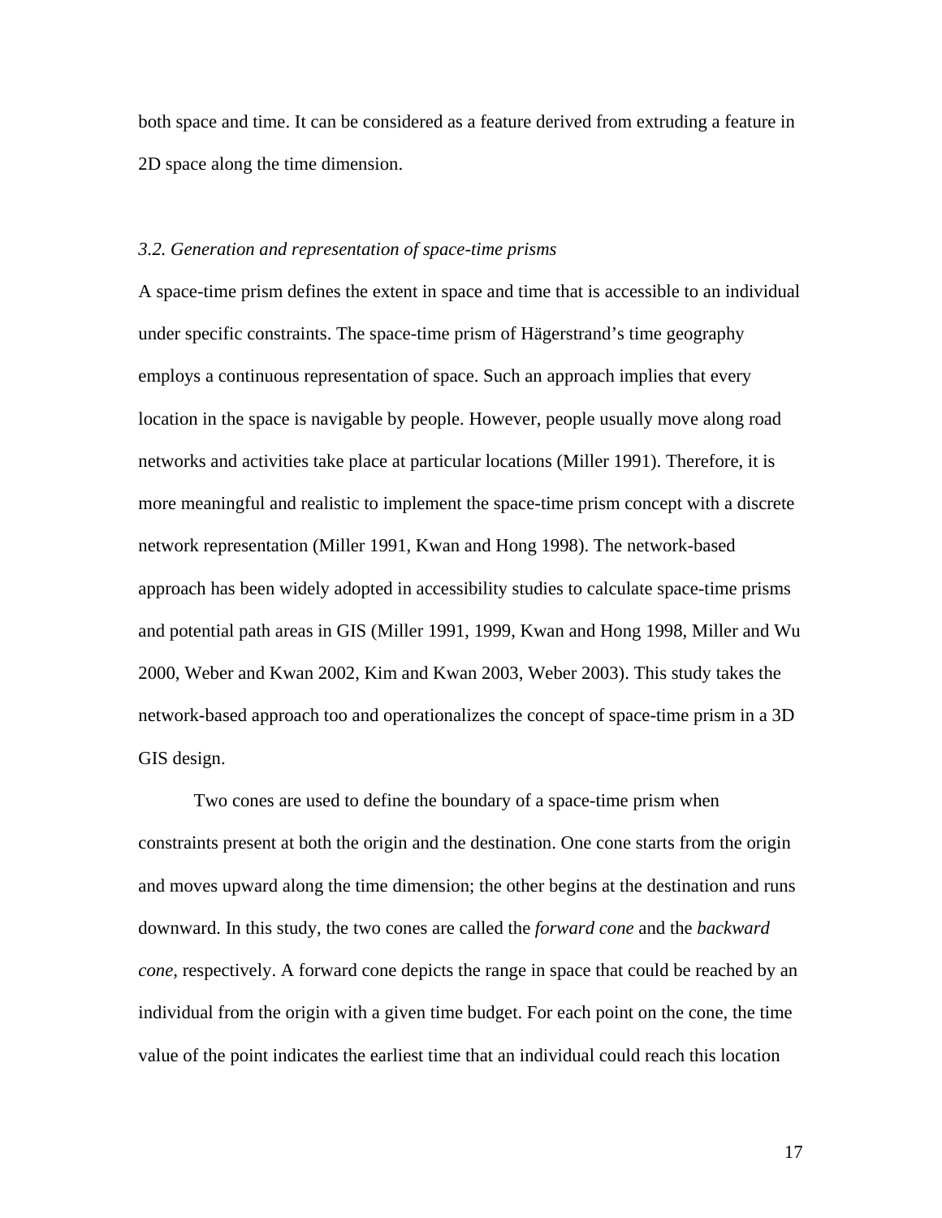both space and time. It can be considered as a feature derived from extruding a feature in 2D space along the time dimension.

### *3.2. Generation and representation of space-time prisms*

A space-time prism defines the extent in space and time that is accessible to an individual under specific constraints. The space-time prism of Hägerstrand's time geography employs a continuous representation of space. Such an approach implies that every location in the space is navigable by people. However, people usually move along road networks and activities take place at particular locations (Miller 1991). Therefore, it is more meaningful and realistic to implement the space-time prism concept with a discrete network representation (Miller 1991, Kwan and Hong 1998). The network-based approach has been widely adopted in accessibility studies to calculate space-time prisms and potential path areas in GIS (Miller 1991, 1999, Kwan and Hong 1998, Miller and Wu 2000, Weber and Kwan 2002, Kim and Kwan 2003, Weber 2003). This study takes the network-based approach too and operationalizes the concept of space-time prism in a 3D GIS design.

Two cones are used to define the boundary of a space-time prism when constraints present at both the origin and the destination. One cone starts from the origin and moves upward along the time dimension; the other begins at the destination and runs downward. In this study, the two cones are called the *forward cone* and the *backward cone*, respectively. A forward cone depicts the range in space that could be reached by an individual from the origin with a given time budget. For each point on the cone, the time value of the point indicates the earliest time that an individual could reach this location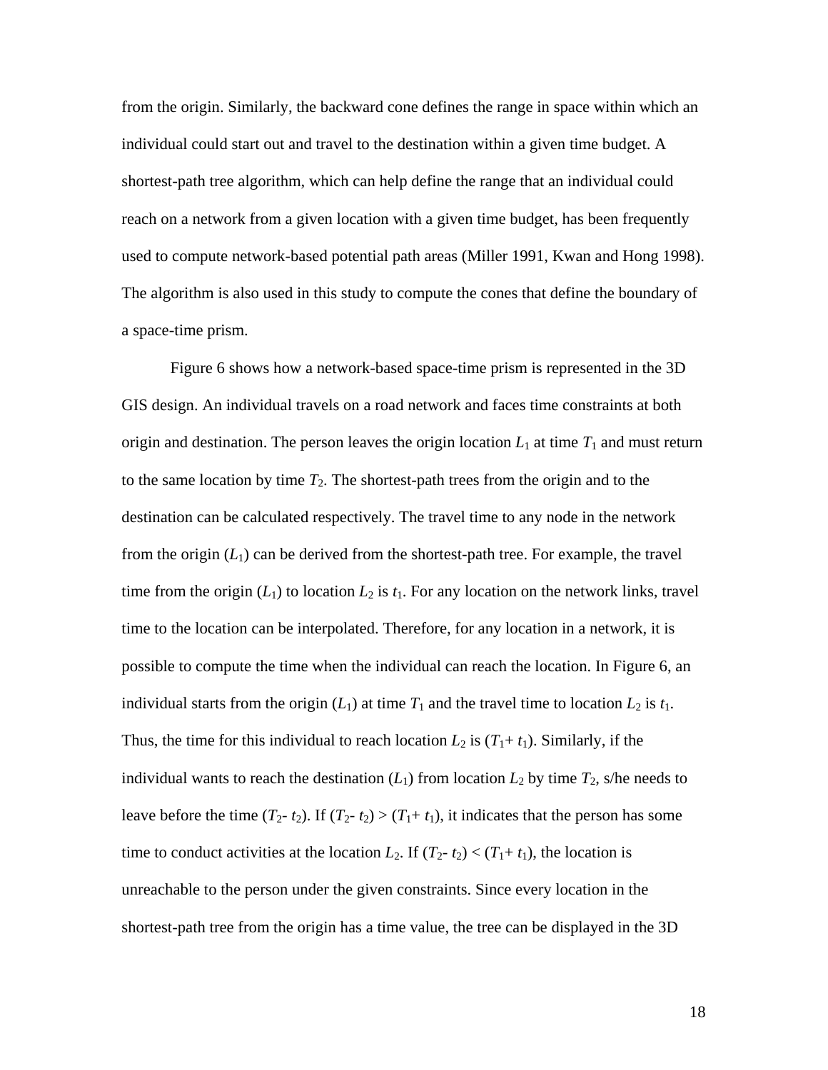from the origin. Similarly, the backward cone defines the range in space within which an individual could start out and travel to the destination within a given time budget. A shortest-path tree algorithm, which can help define the range that an individual could reach on a network from a given location with a given time budget, has been frequently used to compute network-based potential path areas (Miller 1991, Kwan and Hong 1998). The algorithm is also used in this study to compute the cones that define the boundary of a space-time prism.

Figure 6 shows how a network-based space-time prism is represented in the 3D GIS design. An individual travels on a road network and faces time constraints at both origin and destination. The person leaves the origin location $L_1$ at time $T_1$ and must return to the same location by time $T_2$. The shortest-path trees from the origin and to the destination can be calculated respectively. The travel time to any node in the network from the origin ($L_1$) can be derived from the shortest-path tree. For example, the travel time from the origin ($L_1$) to location $L_2$ is $t_1$. For any location on the network links, travel time to the location can be interpolated. Therefore, for any location in a network, it is possible to compute the time when the individual can reach the location. In Figure 6, an individual starts from the origin ($L_1$) at time $T_1$ and the travel time to location $L_2$ is $t_1$. Thus, the time for this individual to reach location $L_2$ is ($T_1$+ $t_1$). Similarly, if the individual wants to reach the destination ($L_1$) from location $L_2$ by time $T_2$, s/he needs to leave before the time ($T_2$- $t_2$). If ($T_2$- $t_2$) > ($T_1$+ $t_1$), it indicates that the person has some time to conduct activities at the location $L_2$. If ($T_2$- $t_2$) < ($T_1$+ $t_1$), the location is unreachable to the person under the given constraints. Since every location in the shortest-path tree from the origin has a time value, the tree can be displayed in the 3D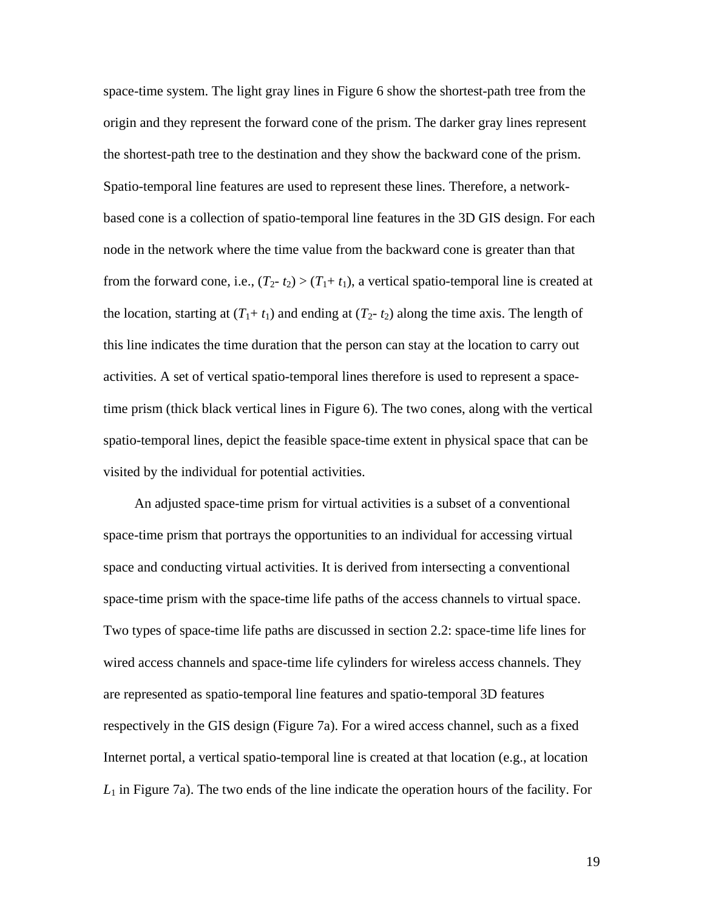space-time system. The light gray lines in Figure 6 show the shortest-path tree from the origin and they represent the forward cone of the prism. The darker gray lines represent the shortest-path tree to the destination and they show the backward cone of the prism. Spatio-temporal line features are used to represent these lines. Therefore, a network-based cone is a collection of spatio-temporal line features in the 3D GIS design. For each node in the network where the time value from the backward cone is greater than that from the forward cone, i.e., $(T_2 - t_2) > (T_1 + t_1)$, a vertical spatio-temporal line is created at the location, starting at $(T_1 + t_1)$ and ending at $(T_2 - t_2)$ along the time axis. The length of this line indicates the time duration that the person can stay at the location to carry out activities. A set of vertical spatio-temporal lines therefore is used to represent a space-time prism (thick black vertical lines in Figure 6). The two cones, along with the vertical spatio-temporal lines, depict the feasible space-time extent in physical space that can be visited by the individual for potential activities.

An adjusted space-time prism for virtual activities is a subset of a conventional space-time prism that portrays the opportunities to an individual for accessing virtual space and conducting virtual activities. It is derived from intersecting a conventional space-time prism with the space-time life paths of the access channels to virtual space. Two types of space-time life paths are discussed in section 2.2: space-time life lines for wired access channels and space-time life cylinders for wireless access channels. They are represented as spatio-temporal line features and spatio-temporal 3D features respectively in the GIS design (Figure 7a). For a wired access channel, such as a fixed Internet portal, a vertical spatio-temporal line is created at that location (e.g., at location $L_1$ in Figure 7a). The two ends of the line indicate the operation hours of the facility. For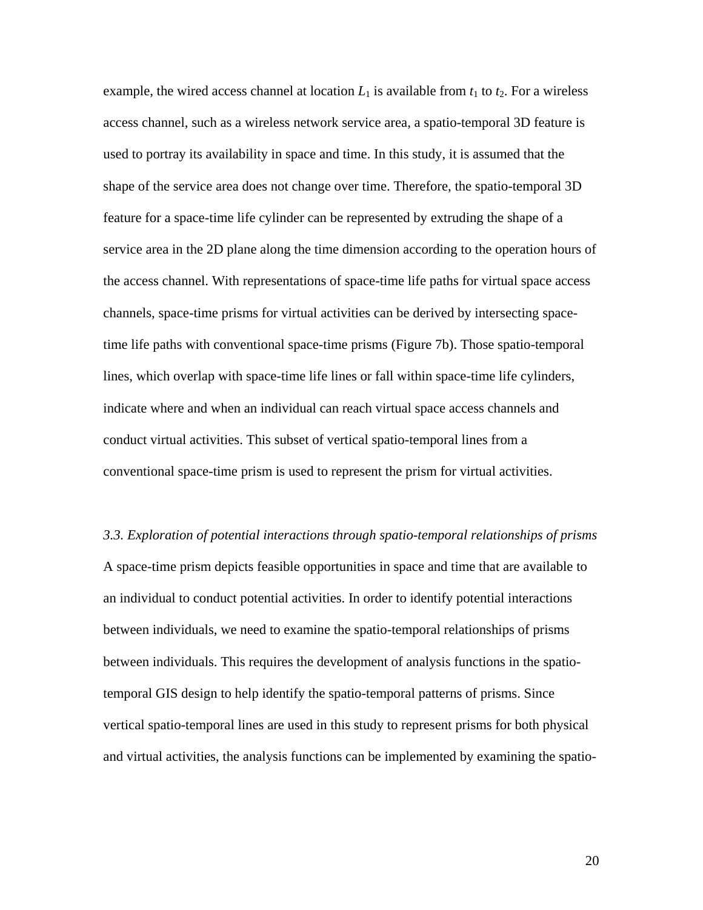example, the wired access channel at location $L_1$ is available from $t_1$ to $t_2$. For a wireless access channel, such as a wireless network service area, a spatio-temporal 3D feature is used to portray its availability in space and time. In this study, it is assumed that the shape of the service area does not change over time. Therefore, the spatio-temporal 3D feature for a space-time life cylinder can be represented by extruding the shape of a service area in the 2D plane along the time dimension according to the operation hours of the access channel. With representations of space-time life paths for virtual space access channels, space-time prisms for virtual activities can be derived by intersecting space-time life paths with conventional space-time prisms (Figure 7b). Those spatio-temporal lines, which overlap with space-time life lines or fall within space-time life cylinders, indicate where and when an individual can reach virtual space access channels and conduct virtual activities. This subset of vertical spatio-temporal lines from a conventional space-time prism is used to represent the prism for virtual activities.

### *3.3. Exploration of potential interactions through spatio-temporal relationships of prisms*

A space-time prism depicts feasible opportunities in space and time that are available to an individual to conduct potential activities. In order to identify potential interactions between individuals, we need to examine the spatio-temporal relationships of prisms between individuals. This requires the development of analysis functions in the spatio-temporal GIS design to help identify the spatio-temporal patterns of prisms. Since vertical spatio-temporal lines are used in this study to represent prisms for both physical and virtual activities, the analysis functions can be implemented by examining the spatio-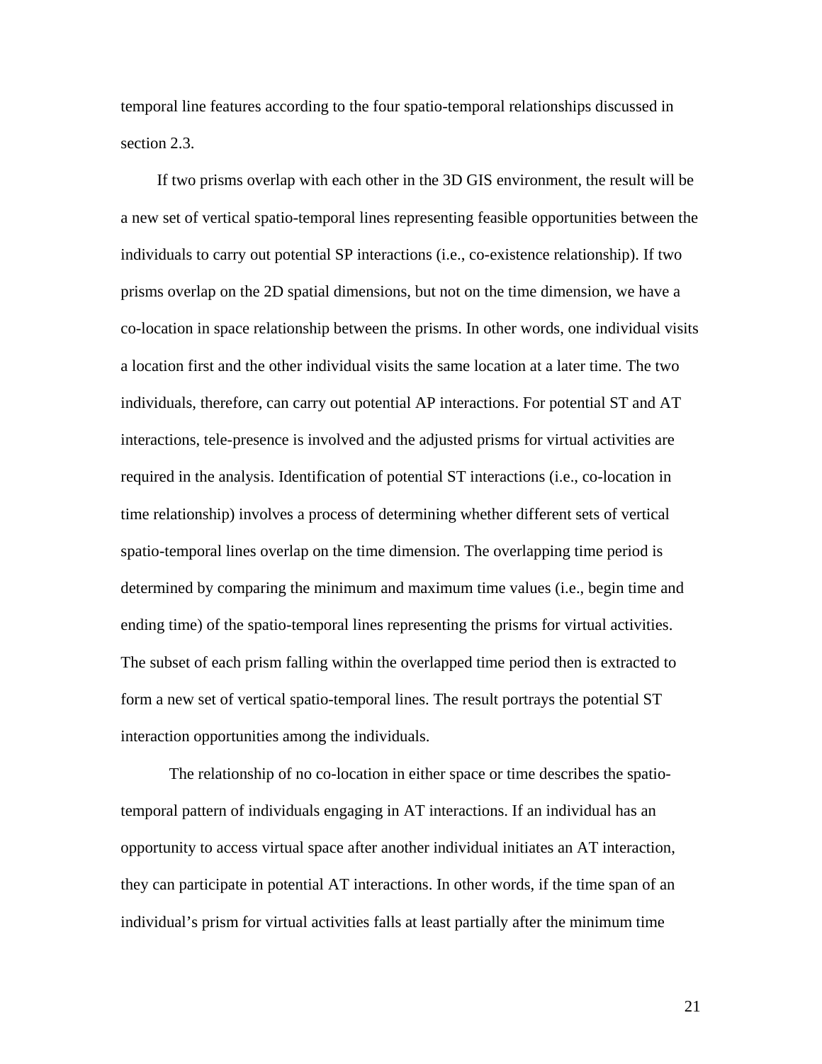temporal line features according to the four spatio-temporal relationships discussed in section 2.3.

If two prisms overlap with each other in the 3D GIS environment, the result will be a new set of vertical spatio-temporal lines representing feasible opportunities between the individuals to carry out potential SP interactions (i.e., co-existence relationship). If two prisms overlap on the 2D spatial dimensions, but not on the time dimension, we have a co-location in space relationship between the prisms. In other words, one individual visits a location first and the other individual visits the same location at a later time. The two individuals, therefore, can carry out potential AP interactions. For potential ST and AT interactions, tele-presence is involved and the adjusted prisms for virtual activities are required in the analysis. Identification of potential ST interactions (i.e., co-location in time relationship) involves a process of determining whether different sets of vertical spatio-temporal lines overlap on the time dimension. The overlapping time period is determined by comparing the minimum and maximum time values (i.e., begin time and ending time) of the spatio-temporal lines representing the prisms for virtual activities. The subset of each prism falling within the overlapped time period then is extracted to form a new set of vertical spatio-temporal lines. The result portrays the potential ST interaction opportunities among the individuals.

The relationship of no co-location in either space or time describes the spatio-temporal pattern of individuals engaging in AT interactions. If an individual has an opportunity to access virtual space after another individual initiates an AT interaction, they can participate in potential AT interactions. In other words, if the time span of an individual's prism for virtual activities falls at least partially after the minimum time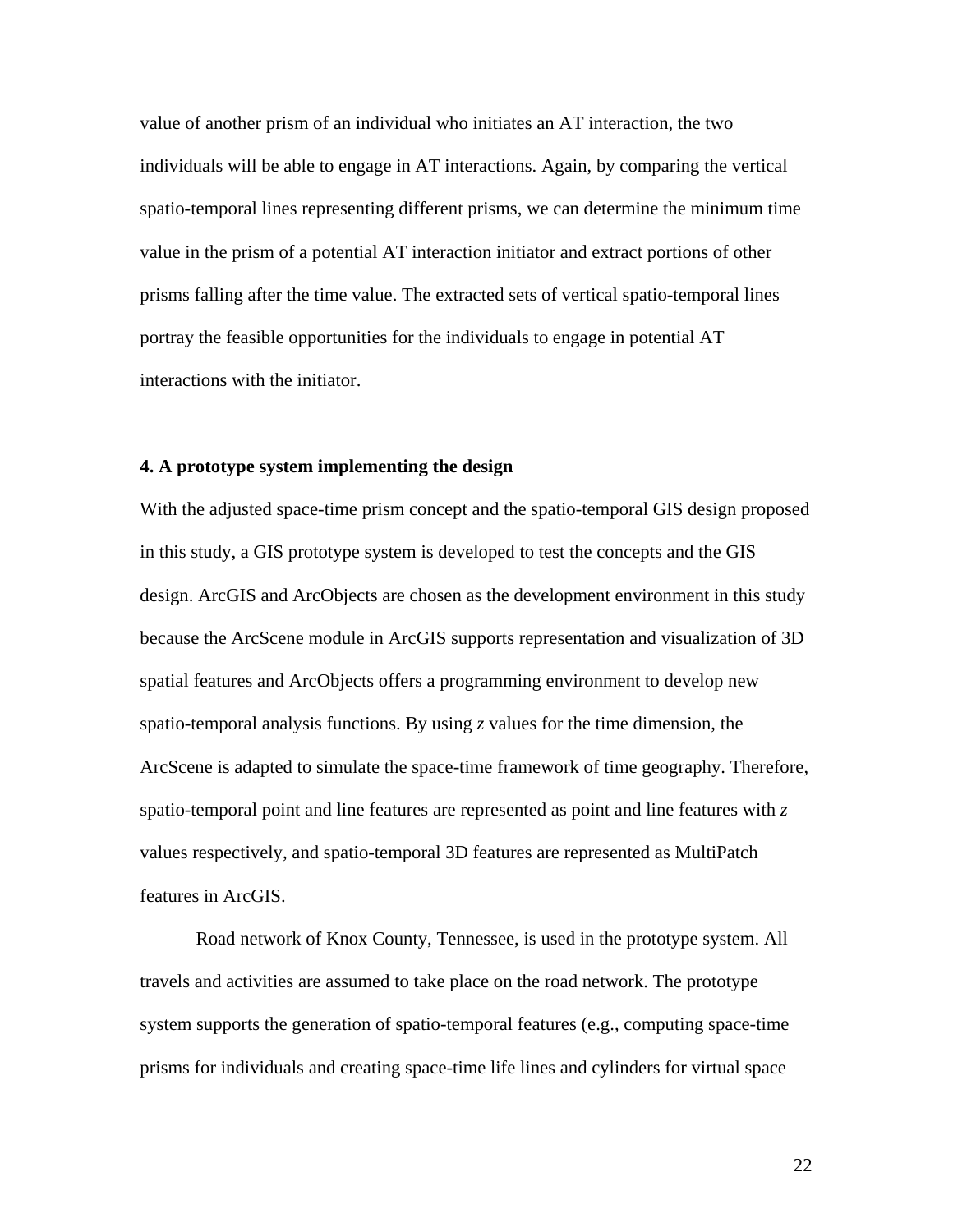value of another prism of an individual who initiates an AT interaction, the two individuals will be able to engage in AT interactions. Again, by comparing the vertical spatio-temporal lines representing different prisms, we can determine the minimum time value in the prism of a potential AT interaction initiator and extract portions of other prisms falling after the time value. The extracted sets of vertical spatio-temporal lines portray the feasible opportunities for the individuals to engage in potential AT interactions with the initiator.

## 4. A prototype system implementing the design

With the adjusted space-time prism concept and the spatio-temporal GIS design proposed in this study, a GIS prototype system is developed to test the concepts and the GIS design. ArcGIS and ArcObjects are chosen as the development environment in this study because the ArcScene module in ArcGIS supports representation and visualization of 3D spatial features and ArcObjects offers a programming environment to develop new spatio-temporal analysis functions. By using *z* values for the time dimension, the ArcScene is adapted to simulate the space-time framework of time geography. Therefore, spatio-temporal point and line features are represented as point and line features with *z* values respectively, and spatio-temporal 3D features are represented as MultiPatch features in ArcGIS.

Road network of Knox County, Tennessee, is used in the prototype system. All travels and activities are assumed to take place on the road network. The prototype system supports the generation of spatio-temporal features (e.g., computing space-time prisms for individuals and creating space-time life lines and cylinders for virtual space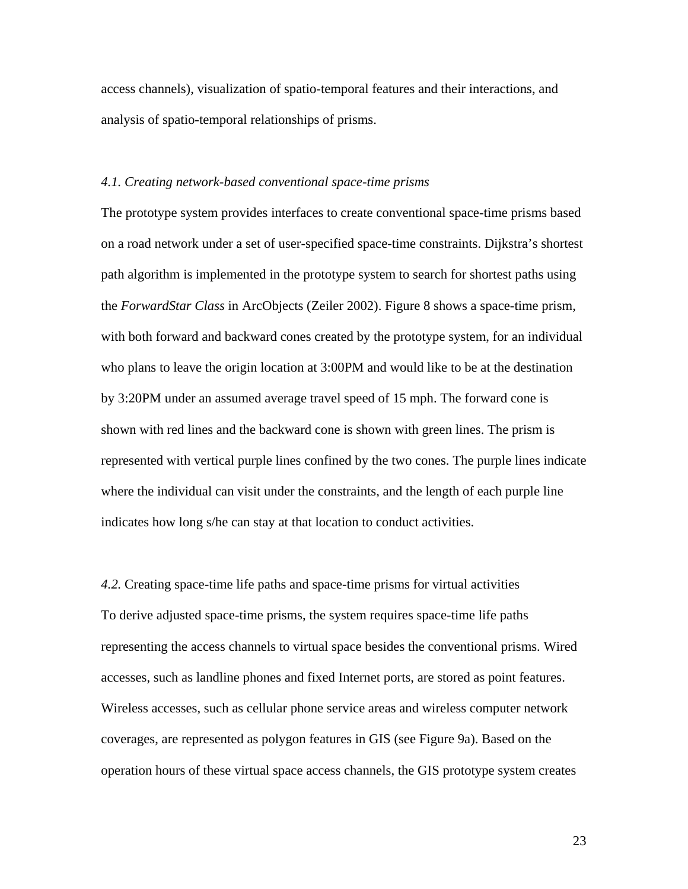access channels), visualization of spatio-temporal features and their interactions, and analysis of spatio-temporal relationships of prisms.

### *4.1. Creating network-based conventional space-time prisms*

The prototype system provides interfaces to create conventional space-time prisms based on a road network under a set of user-specified space-time constraints. Dijkstra's shortest path algorithm is implemented in the prototype system to search for shortest paths using the *ForwardStar Class* in ArcObjects (Zeiler 2002). Figure 8 shows a space-time prism, with both forward and backward cones created by the prototype system, for an individual who plans to leave the origin location at 3:00PM and would like to be at the destination by 3:20PM under an assumed average travel speed of 15 mph. The forward cone is shown with red lines and the backward cone is shown with green lines. The prism is represented with vertical purple lines confined by the two cones. The purple lines indicate where the individual can visit under the constraints, and the length of each purple line indicates how long s/he can stay at that location to conduct activities.

### *4.2.* Creating space-time life paths and space-time prisms for virtual activities

To derive adjusted space-time prisms, the system requires space-time life paths representing the access channels to virtual space besides the conventional prisms. Wired accesses, such as landline phones and fixed Internet ports, are stored as point features. Wireless accesses, such as cellular phone service areas and wireless computer network coverages, are represented as polygon features in GIS (see Figure 9a). Based on the operation hours of these virtual space access channels, the GIS prototype system creates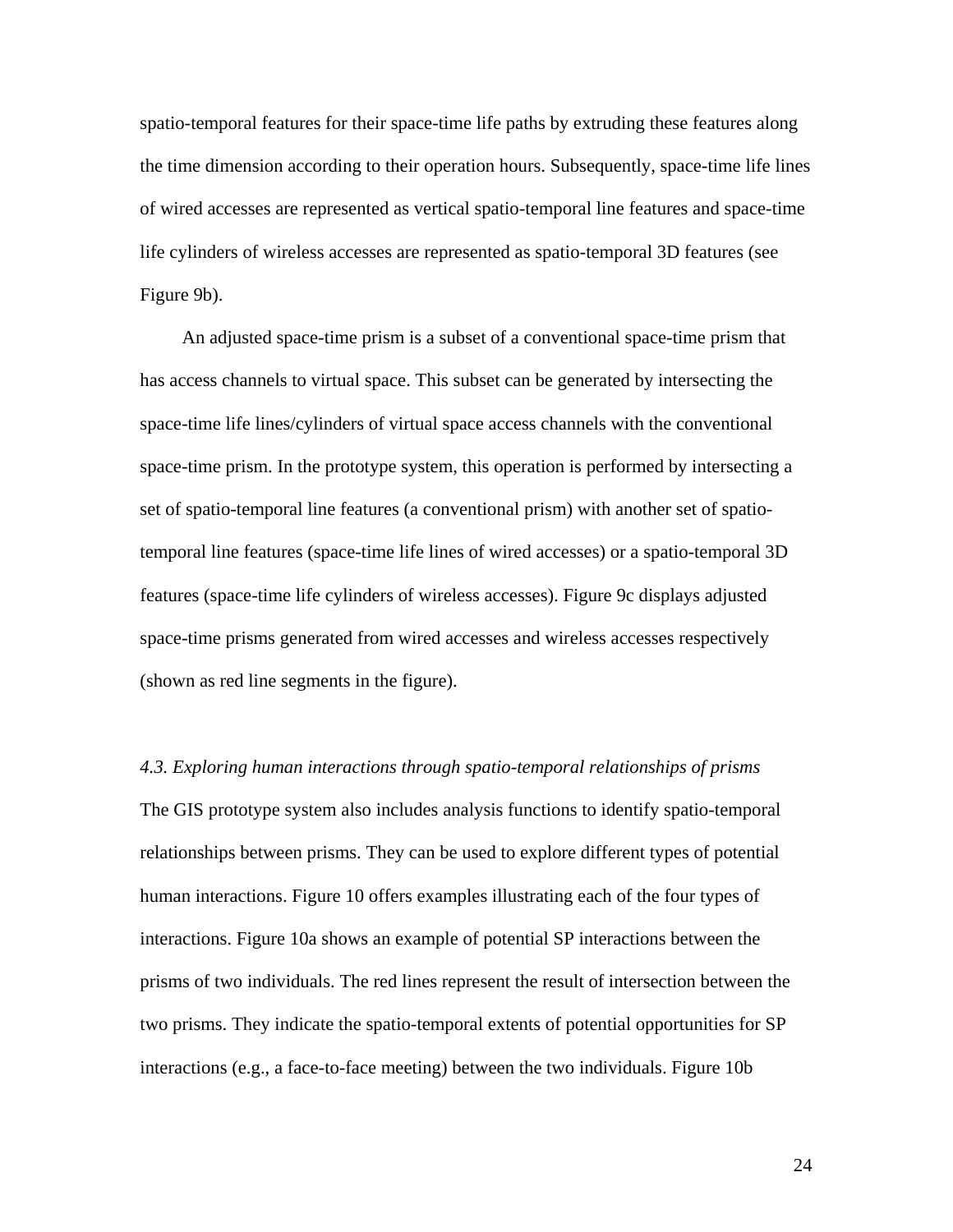spatio-temporal features for their space-time life paths by extruding these features along the time dimension according to their operation hours. Subsequently, space-time life lines of wired accesses are represented as vertical spatio-temporal line features and space-time life cylinders of wireless accesses are represented as spatio-temporal 3D features (see Figure 9b).

An adjusted space-time prism is a subset of a conventional space-time prism that has access channels to virtual space. This subset can be generated by intersecting the space-time life lines/cylinders of virtual space access channels with the conventional space-time prism. In the prototype system, this operation is performed by intersecting a set of spatio-temporal line features (a conventional prism) with another set of spatio-temporal line features (space-time life lines of wired accesses) or a spatio-temporal 3D features (space-time life cylinders of wireless accesses). Figure 9c displays adjusted space-time prisms generated from wired accesses and wireless accesses respectively (shown as red line segments in the figure).

### *4.3. Exploring human interactions through spatio-temporal relationships of prisms*

The GIS prototype system also includes analysis functions to identify spatio-temporal relationships between prisms. They can be used to explore different types of potential human interactions. Figure 10 offers examples illustrating each of the four types of interactions. Figure 10a shows an example of potential SP interactions between the prisms of two individuals. The red lines represent the result of intersection between the two prisms. They indicate the spatio-temporal extents of potential opportunities for SP interactions (e.g., a face-to-face meeting) between the two individuals. Figure 10b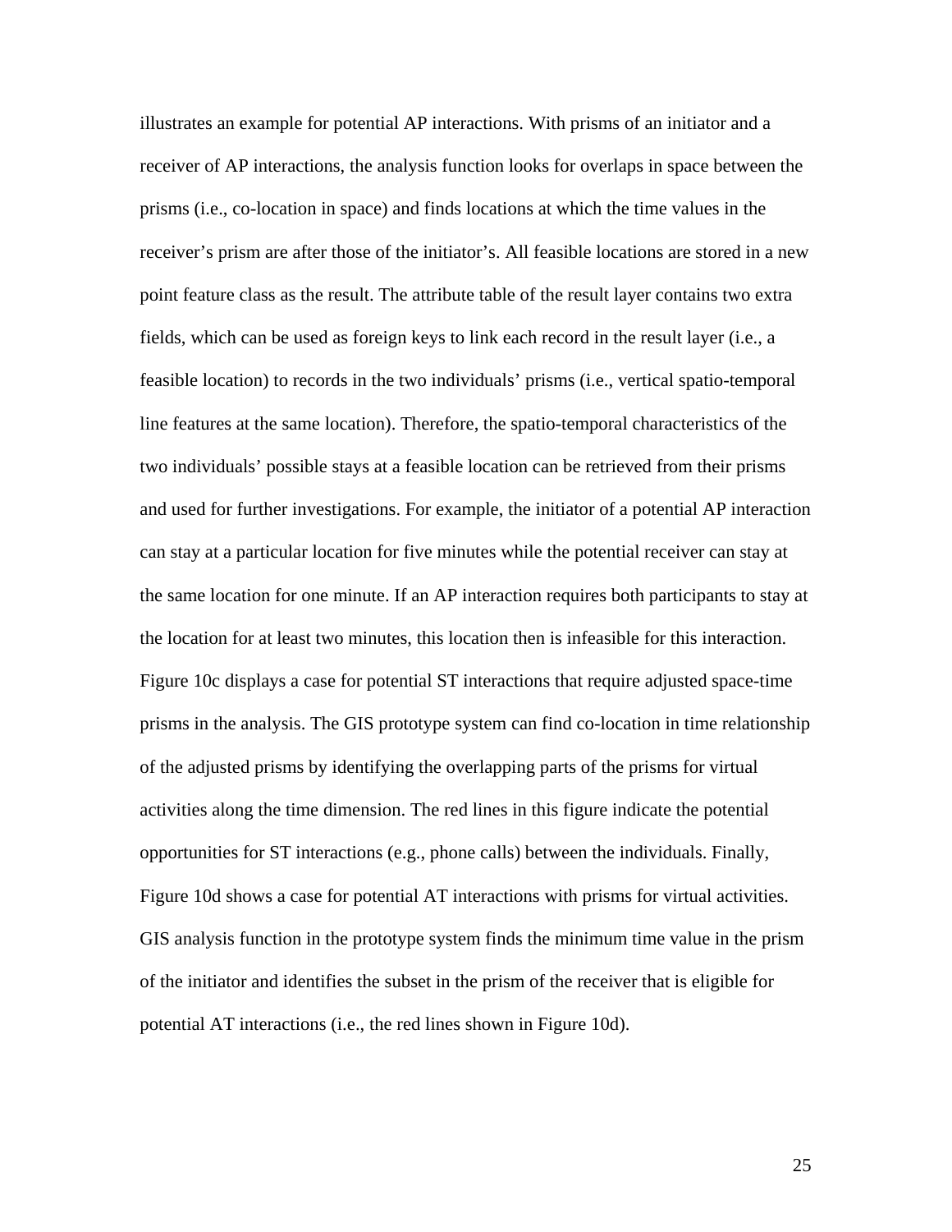illustrates an example for potential AP interactions. With prisms of an initiator and a receiver of AP interactions, the analysis function looks for overlaps in space between the prisms (i.e., co-location in space) and finds locations at which the time values in the receiver's prism are after those of the initiator's. All feasible locations are stored in a new point feature class as the result. The attribute table of the result layer contains two extra fields, which can be used as foreign keys to link each record in the result layer (i.e., a feasible location) to records in the two individuals' prisms (i.e., vertical spatio-temporal line features at the same location). Therefore, the spatio-temporal characteristics of the two individuals' possible stays at a feasible location can be retrieved from their prisms and used for further investigations. For example, the initiator of a potential AP interaction can stay at a particular location for five minutes while the potential receiver can stay at the same location for one minute. If an AP interaction requires both participants to stay at the location for at least two minutes, this location then is infeasible for this interaction. Figure 10c displays a case for potential ST interactions that require adjusted space-time prisms in the analysis. The GIS prototype system can find co-location in time relationship of the adjusted prisms by identifying the overlapping parts of the prisms for virtual activities along the time dimension. The red lines in this figure indicate the potential opportunities for ST interactions (e.g., phone calls) between the individuals. Finally, Figure 10d shows a case for potential AT interactions with prisms for virtual activities. GIS analysis function in the prototype system finds the minimum time value in the prism of the initiator and identifies the subset in the prism of the receiver that is eligible for potential AT interactions (i.e., the red lines shown in Figure 10d).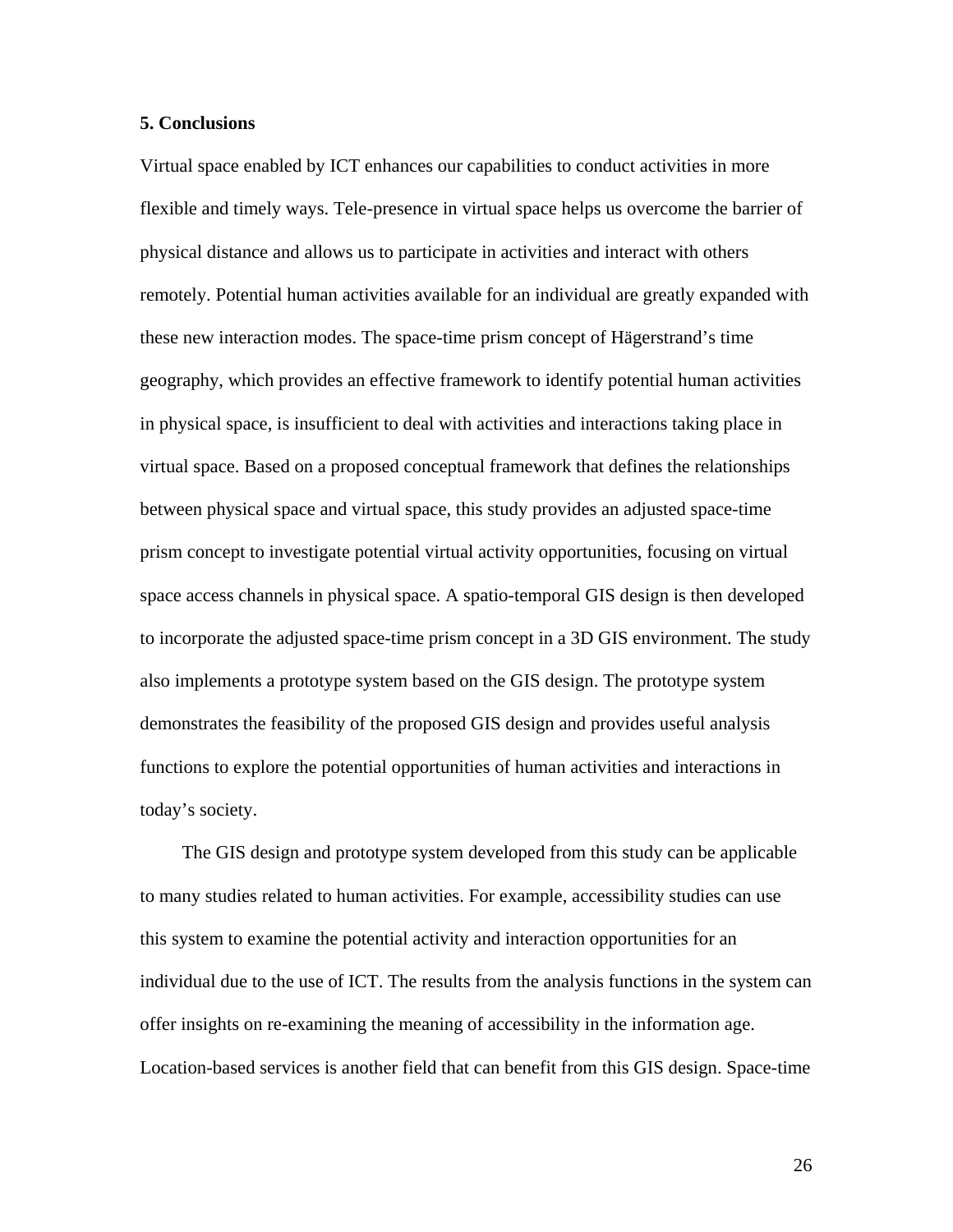## 5. Conclusions

Virtual space enabled by ICT enhances our capabilities to conduct activities in more flexible and timely ways. Tele-presence in virtual space helps us overcome the barrier of physical distance and allows us to participate in activities and interact with others remotely. Potential human activities available for an individual are greatly expanded with these new interaction modes. The space-time prism concept of Hägerstrand's time geography, which provides an effective framework to identify potential human activities in physical space, is insufficient to deal with activities and interactions taking place in virtual space. Based on a proposed conceptual framework that defines the relationships between physical space and virtual space, this study provides an adjusted space-time prism concept to investigate potential virtual activity opportunities, focusing on virtual space access channels in physical space. A spatio-temporal GIS design is then developed to incorporate the adjusted space-time prism concept in a 3D GIS environment. The study also implements a prototype system based on the GIS design. The prototype system demonstrates the feasibility of the proposed GIS design and provides useful analysis functions to explore the potential opportunities of human activities and interactions in today's society.

The GIS design and prototype system developed from this study can be applicable to many studies related to human activities. For example, accessibility studies can use this system to examine the potential activity and interaction opportunities for an individual due to the use of ICT. The results from the analysis functions in the system can offer insights on re-examining the meaning of accessibility in the information age. Location-based services is another field that can benefit from this GIS design. Space-time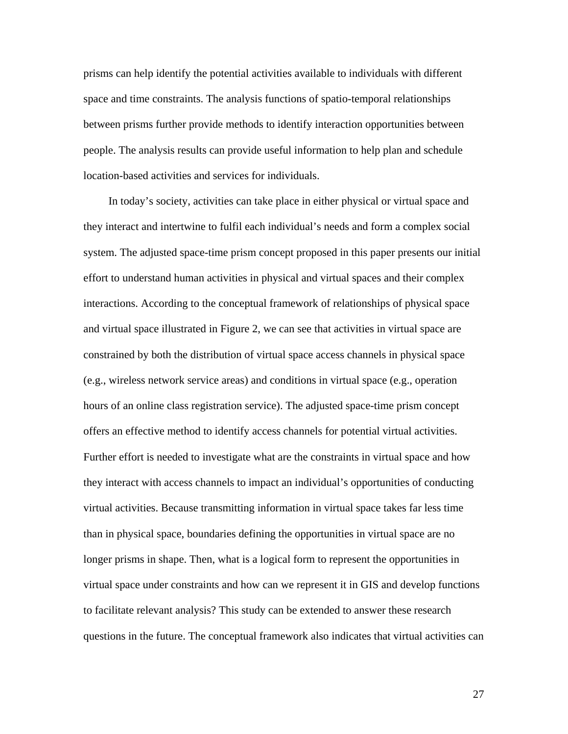prisms can help identify the potential activities available to individuals with different space and time constraints. The analysis functions of spatio-temporal relationships between prisms further provide methods to identify interaction opportunities between people. The analysis results can provide useful information to help plan and schedule location-based activities and services for individuals.

In today's society, activities can take place in either physical or virtual space and they interact and intertwine to fulfil each individual's needs and form a complex social system. The adjusted space-time prism concept proposed in this paper presents our initial effort to understand human activities in physical and virtual spaces and their complex interactions. According to the conceptual framework of relationships of physical space and virtual space illustrated in Figure 2, we can see that activities in virtual space are constrained by both the distribution of virtual space access channels in physical space (e.g., wireless network service areas) and conditions in virtual space (e.g., operation hours of an online class registration service). The adjusted space-time prism concept offers an effective method to identify access channels for potential virtual activities. Further effort is needed to investigate what are the constraints in virtual space and how they interact with access channels to impact an individual's opportunities of conducting virtual activities. Because transmitting information in virtual space takes far less time than in physical space, boundaries defining the opportunities in virtual space are no longer prisms in shape. Then, what is a logical form to represent the opportunities in virtual space under constraints and how can we represent it in GIS and develop functions to facilitate relevant analysis? This study can be extended to answer these research questions in the future. The conceptual framework also indicates that virtual activities can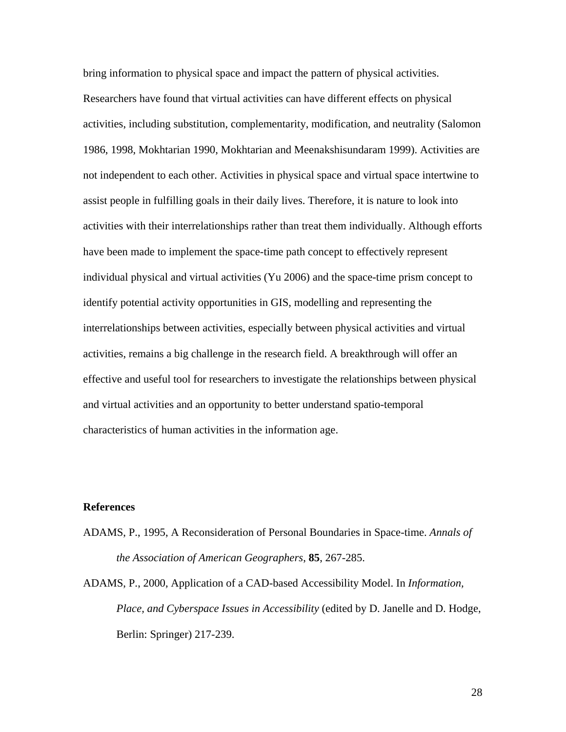bring information to physical space and impact the pattern of physical activities. Researchers have found that virtual activities can have different effects on physical activities, including substitution, complementarity, modification, and neutrality (Salomon 1986, 1998, Mokhtarian 1990, Mokhtarian and Meenakshisundaram 1999). Activities are not independent to each other. Activities in physical space and virtual space intertwine to assist people in fulfilling goals in their daily lives. Therefore, it is nature to look into activities with their interrelationships rather than treat them individually. Although efforts have been made to implement the space-time path concept to effectively represent individual physical and virtual activities (Yu 2006) and the space-time prism concept to identify potential activity opportunities in GIS, modelling and representing the interrelationships between activities, especially between physical activities and virtual activities, remains a big challenge in the research field. A breakthrough will offer an effective and useful tool for researchers to investigate the relationships between physical and virtual activities and an opportunity to better understand spatio-temporal characteristics of human activities in the information age.

## References

ADAMS, P., 1995, A Reconsideration of Personal Boundaries in Space-time. *Annals of the Association of American Geographers*, **85**, 267-285.

ADAMS, P., 2000, Application of a CAD-based Accessibility Model. In *Information, Place, and Cyberspace Issues in Accessibility* (edited by D. Janelle and D. Hodge, Berlin: Springer) 217-239.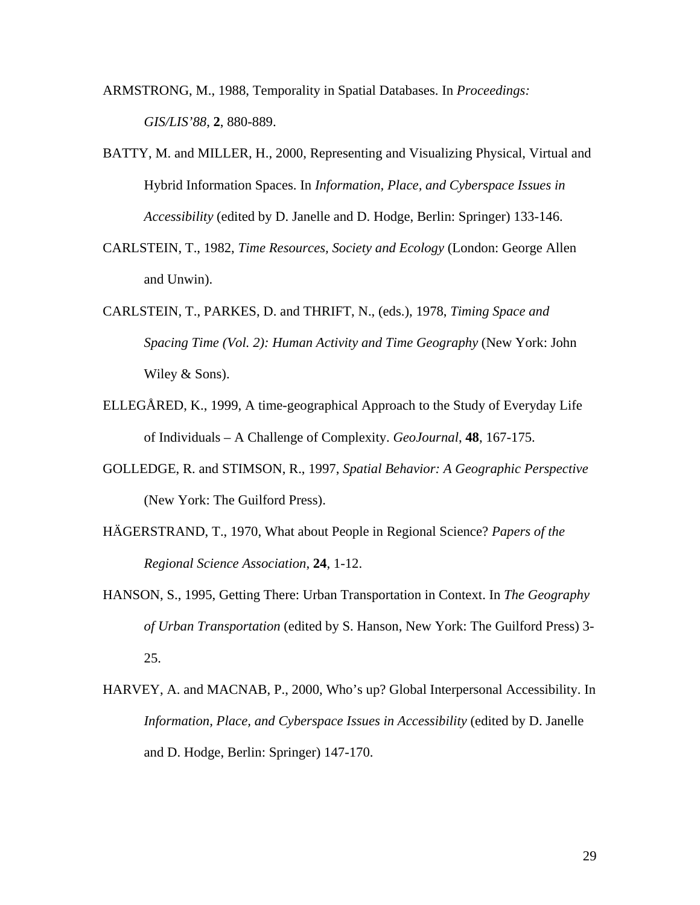ARMSTRONG, M., 1988, Temporality in Spatial Databases. In *Proceedings: GIS/LIS'88*, **2**, 880-889.

BATTY, M. and MILLER, H., 2000, Representing and Visualizing Physical, Virtual and Hybrid Information Spaces. In *Information, Place, and Cyberspace Issues in Accessibility* (edited by D. Janelle and D. Hodge, Berlin: Springer) 133-146.

CARLSTEIN, T., 1982, *Time Resources, Society and Ecology* (London: George Allen and Unwin).

CARLSTEIN, T., PARKES, D. and THRIFT, N., (eds.), 1978, *Timing Space and Spacing Time (Vol. 2): Human Activity and Time Geography* (New York: John Wiley & Sons).

ELLEGÅRED, K., 1999, A time-geographical Approach to the Study of Everyday Life of Individuals – A Challenge of Complexity. *GeoJournal*, **48**, 167-175.

GOLLEDGE, R. and STIMSON, R., 1997, *Spatial Behavior: A Geographic Perspective* (New York: The Guilford Press).

HÄGERSTRAND, T., 1970, What about People in Regional Science? *Papers of the Regional Science Association*, **24**, 1-12.

HANSON, S., 1995, Getting There: Urban Transportation in Context. In *The Geography of Urban Transportation* (edited by S. Hanson, New York: The Guilford Press) 3-25.

HARVEY, A. and MACNAB, P., 2000, Who's up? Global Interpersonal Accessibility. In *Information, Place, and Cyberspace Issues in Accessibility* (edited by D. Janelle and D. Hodge, Berlin: Springer) 147-170.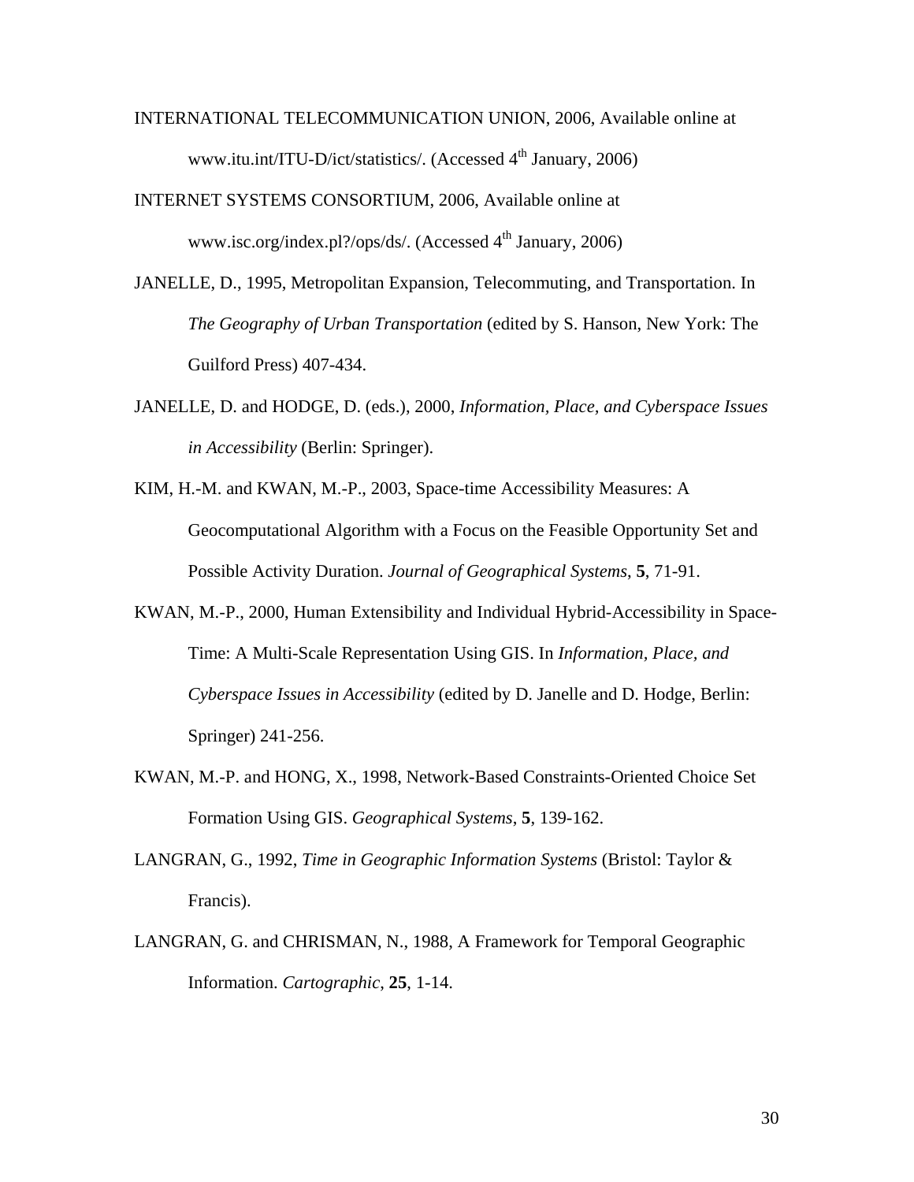INTERNATIONAL TELECOMMUNICATION UNION, 2006, Available online at www.itu.int/ITU-D/ict/statistics/. (Accessed 4th January, 2006)

INTERNET SYSTEMS CONSORTIUM, 2006, Available online at www.isc.org/index.pl?/ops/ds/. (Accessed 4th January, 2006)

JANELLE, D., 1995, Metropolitan Expansion, Telecommuting, and Transportation. In *The Geography of Urban Transportation* (edited by S. Hanson, New York: The Guilford Press) 407-434.

JANELLE, D. and HODGE, D. (eds.), 2000, *Information, Place, and Cyberspace Issues in Accessibility* (Berlin: Springer).

KIM, H.-M. and KWAN, M.-P., 2003, Space-time Accessibility Measures: A Geocomputational Algorithm with a Focus on the Feasible Opportunity Set and Possible Activity Duration. *Journal of Geographical Systems*, **5**, 71-91.

KWAN, M.-P., 2000, Human Extensibility and Individual Hybrid-Accessibility in Space-Time: A Multi-Scale Representation Using GIS. In *Information, Place, and Cyberspace Issues in Accessibility* (edited by D. Janelle and D. Hodge, Berlin: Springer) 241-256.

KWAN, M.-P. and HONG, X., 1998, Network-Based Constraints-Oriented Choice Set Formation Using GIS. *Geographical Systems*, **5**, 139-162.

LANGRAN, G., 1992, *Time in Geographic Information Systems* (Bristol: Taylor & Francis).

LANGRAN, G. and CHRISMAN, N., 1988, A Framework for Temporal Geographic Information. *Cartographic*, **25**, 1-14.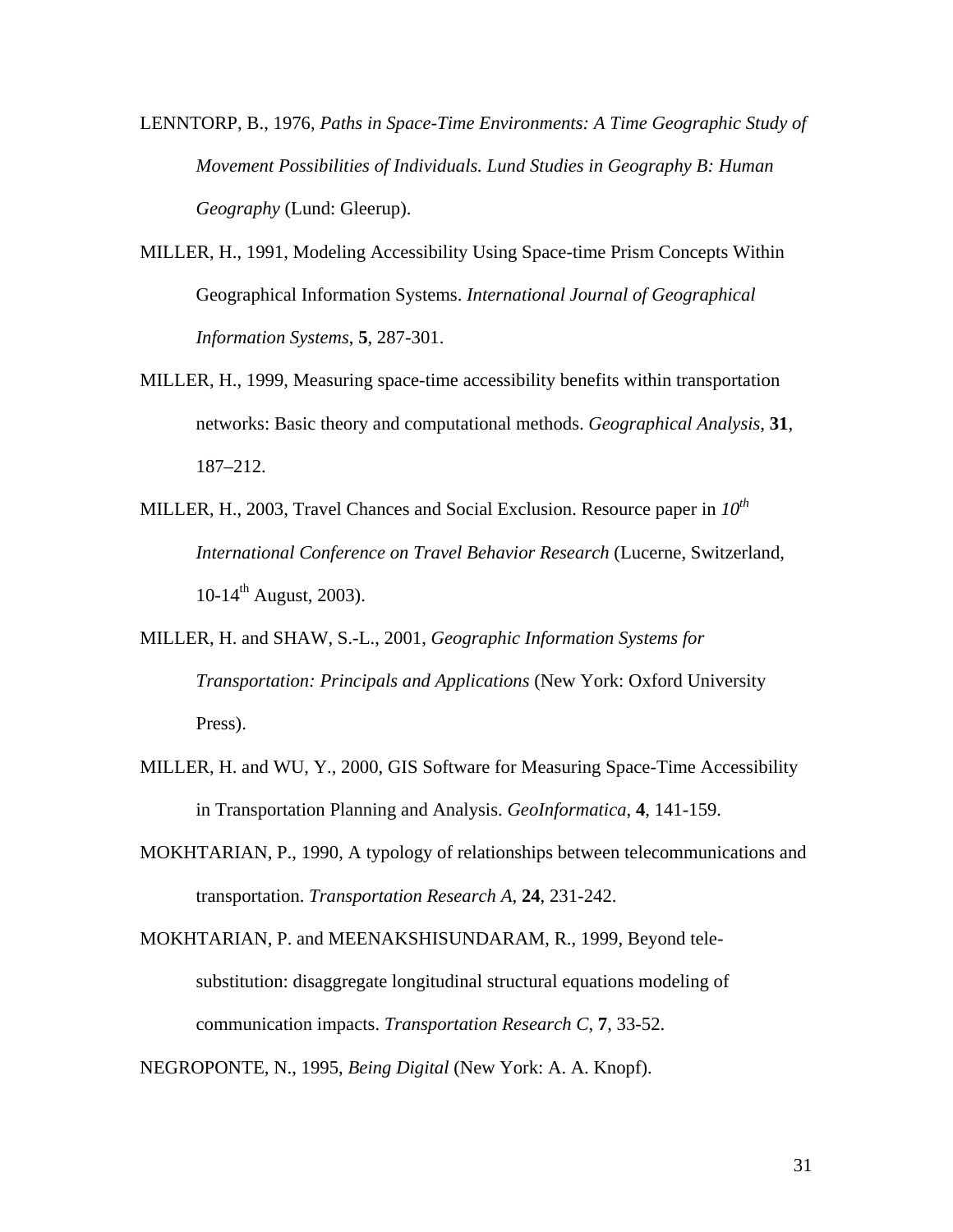LENNTORP, B., 1976, *Paths in Space-Time Environments: A Time Geographic Study of Movement Possibilities of Individuals. Lund Studies in Geography B: Human Geography* (Lund: Gleerup).

MILLER, H., 1991, Modeling Accessibility Using Space-time Prism Concepts Within Geographical Information Systems. *International Journal of Geographical Information Systems*, **5**, 287-301.

MILLER, H., 1999, Measuring space-time accessibility benefits within transportation networks: Basic theory and computational methods. *Geographical Analysis*, **31**, 187–212.

MILLER, H., 2003, Travel Chances and Social Exclusion. Resource paper in *10th International Conference on Travel Behavior Research* (Lucerne, Switzerland, 10-14th August, 2003).

MILLER, H. and SHAW, S.-L., 2001, *Geographic Information Systems for Transportation: Principals and Applications* (New York: Oxford University Press).

MILLER, H. and WU, Y., 2000, GIS Software for Measuring Space-Time Accessibility in Transportation Planning and Analysis. *GeoInformatica*, **4**, 141-159.

MOKHTARIAN, P., 1990, A typology of relationships between telecommunications and transportation. *Transportation Research A*, **24**, 231-242.

MOKHTARIAN, P. and MEENAKSHISUNDARAM, R., 1999, Beyond tele-substitution: disaggregate longitudinal structural equations modeling of communication impacts. *Transportation Research C*, **7**, 33-52.

NEGROPONTE, N., 1995, *Being Digital* (New York: A. A. Knopf).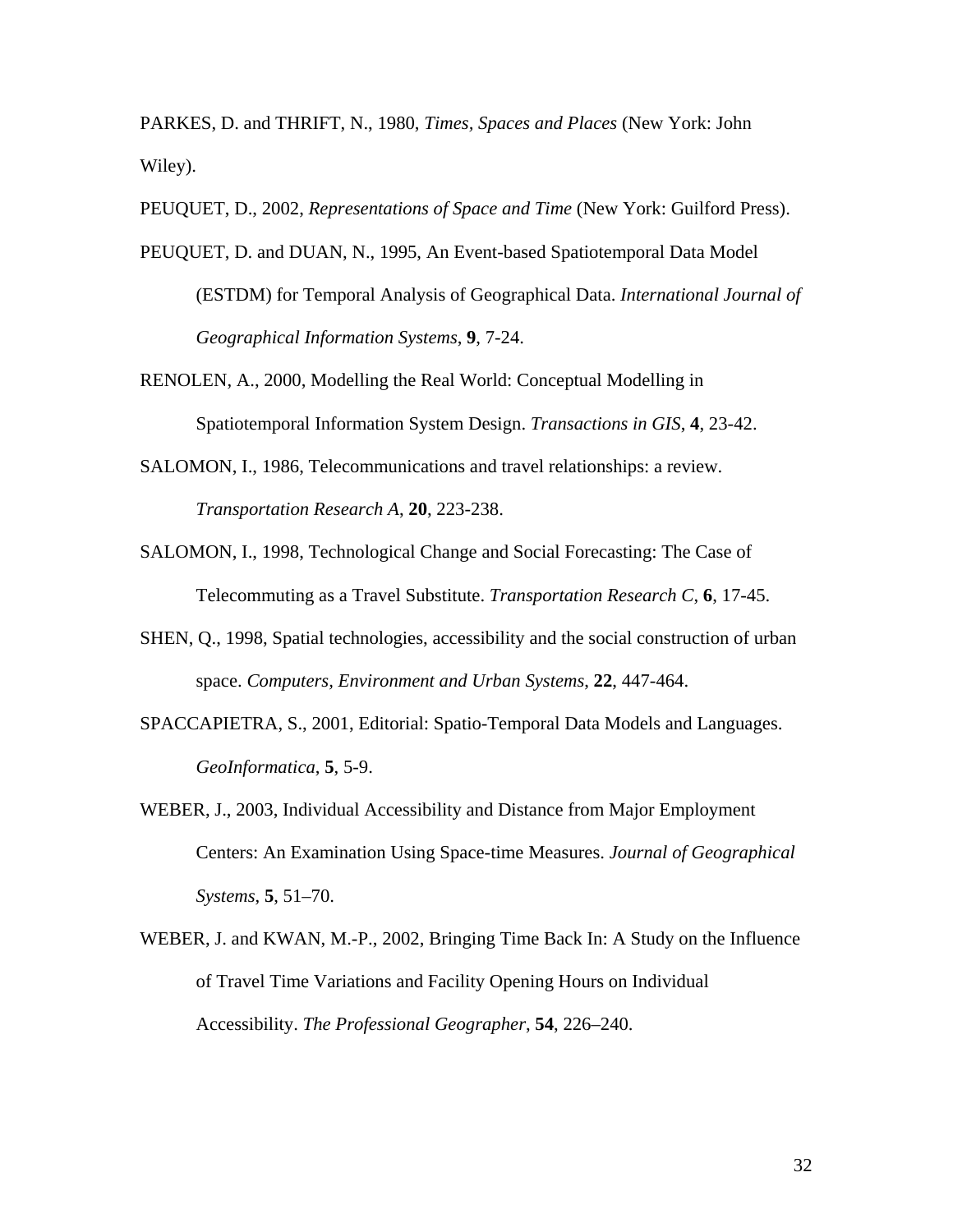PARKES, D. and THRIFT, N., 1980, *Times, Spaces and Places* (New York: John Wiley).

PEUQUET, D., 2002, *Representations of Space and Time* (New York: Guilford Press).

PEUQUET, D. and DUAN, N., 1995, An Event-based Spatiotemporal Data Model (ESTDM) for Temporal Analysis of Geographical Data. *International Journal of Geographical Information Systems*, **9**, 7-24.

RENOLEN, A., 2000, Modelling the Real World: Conceptual Modelling in Spatiotemporal Information System Design. *Transactions in GIS*, **4**, 23-42.

SALOMON, I., 1986, Telecommunications and travel relationships: a review. *Transportation Research A*, **20**, 223-238.

SALOMON, I., 1998, Technological Change and Social Forecasting: The Case of Telecommuting as a Travel Substitute. *Transportation Research C*, **6**, 17-45.

SHEN, Q., 1998, Spatial technologies, accessibility and the social construction of urban space. *Computers, Environment and Urban Systems*, **22**, 447-464.

SPACCAPIETRA, S., 2001, Editorial: Spatio-Temporal Data Models and Languages. *GeoInformatica*, **5**, 5-9.

WEBER, J., 2003, Individual Accessibility and Distance from Major Employment Centers: An Examination Using Space-time Measures. *Journal of Geographical Systems*, **5**, 51–70.

WEBER, J. and KWAN, M.-P., 2002, Bringing Time Back In: A Study on the Influence of Travel Time Variations and Facility Opening Hours on Individual Accessibility. *The Professional Geographer*, **54**, 226–240.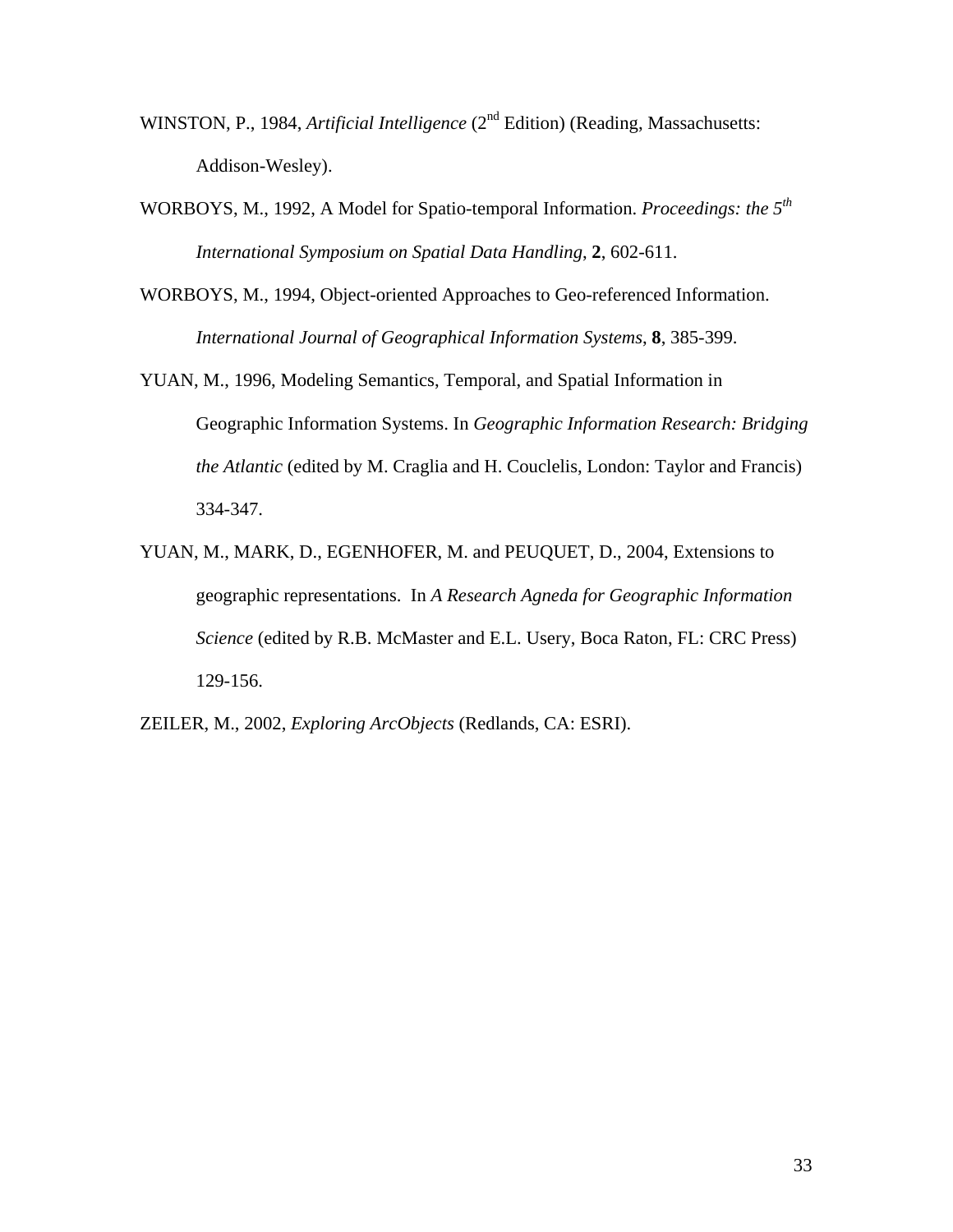WINSTON, P., 1984, *Artificial Intelligence* (2nd Edition) (Reading, Massachusetts: Addison-Wesley).

WORBOYS, M., 1992, A Model for Spatio-temporal Information. *Proceedings: the 5th International Symposium on Spatial Data Handling*, **2**, 602-611.

WORBOYS, M., 1994, Object-oriented Approaches to Geo-referenced Information. *International Journal of Geographical Information Systems*, **8**, 385-399.

YUAN, M., 1996, Modeling Semantics, Temporal, and Spatial Information in Geographic Information Systems. In *Geographic Information Research: Bridging the Atlantic* (edited by M. Craglia and H. Couclelis, London: Taylor and Francis) 334-347.

YUAN, M., MARK, D., EGENHOFER, M. and PEUQUET, D., 2004, Extensions to geographic representations. In *A Research Agneda for Geographic Information Science* (edited by R.B. McMaster and E.L. Usery, Boca Raton, FL: CRC Press) 129-156.

ZEILER, M., 2002, *Exploring ArcObjects* (Redlands, CA: ESRI).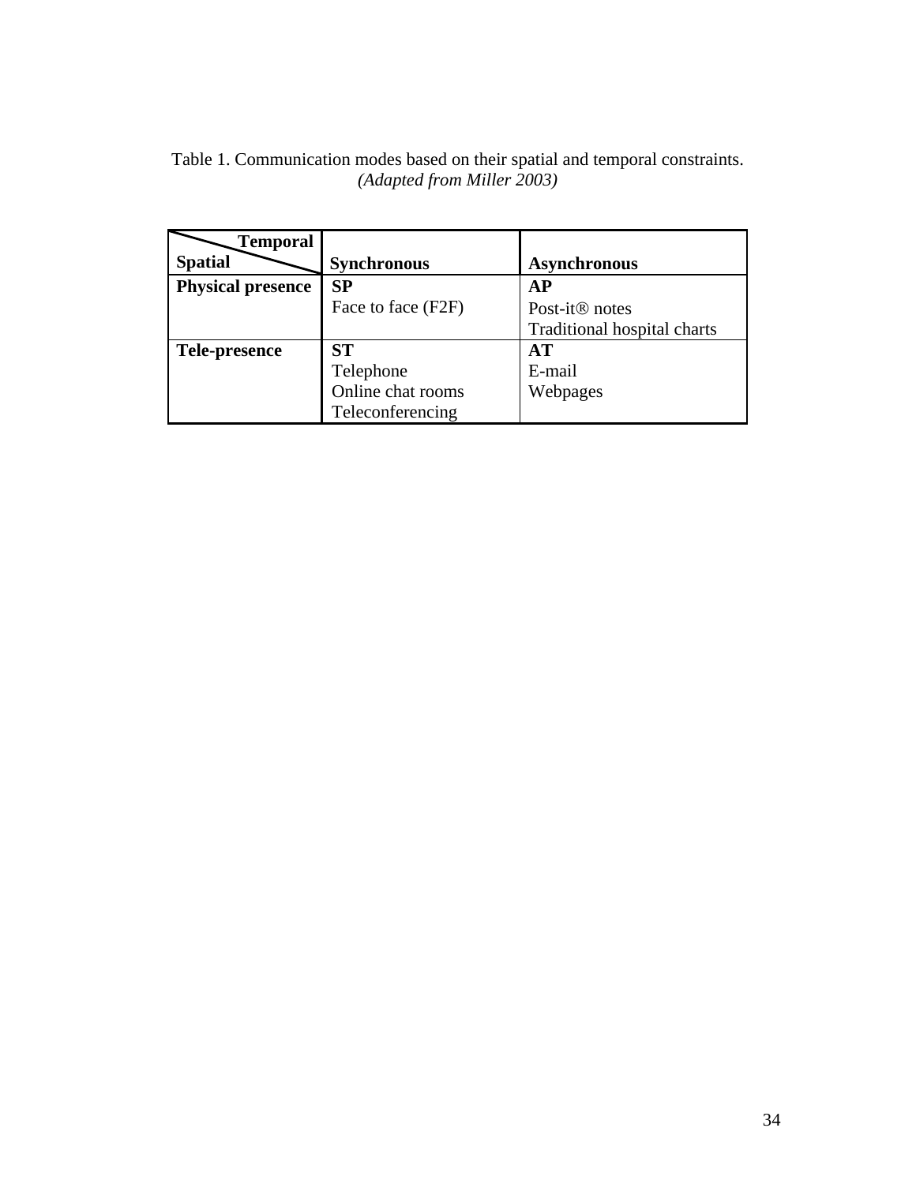Table 1. Communication modes based on their spatial and temporal constraints.
*(Adapted from Miller 2003)*

| **Spatial** \ **Temporal** | **Synchronous** | **Asynchronous** |
|---|---|---|
| **Physical presence** | **SP**<br>Face to face (F2F) | **AP**<br>Post-it® notes<br>Traditional hospital charts |
| **Tele-presence** | **ST**<br>Telephone<br>Online chat rooms<br>Teleconferencing | **AT**<br>E-mail<br>Webpages |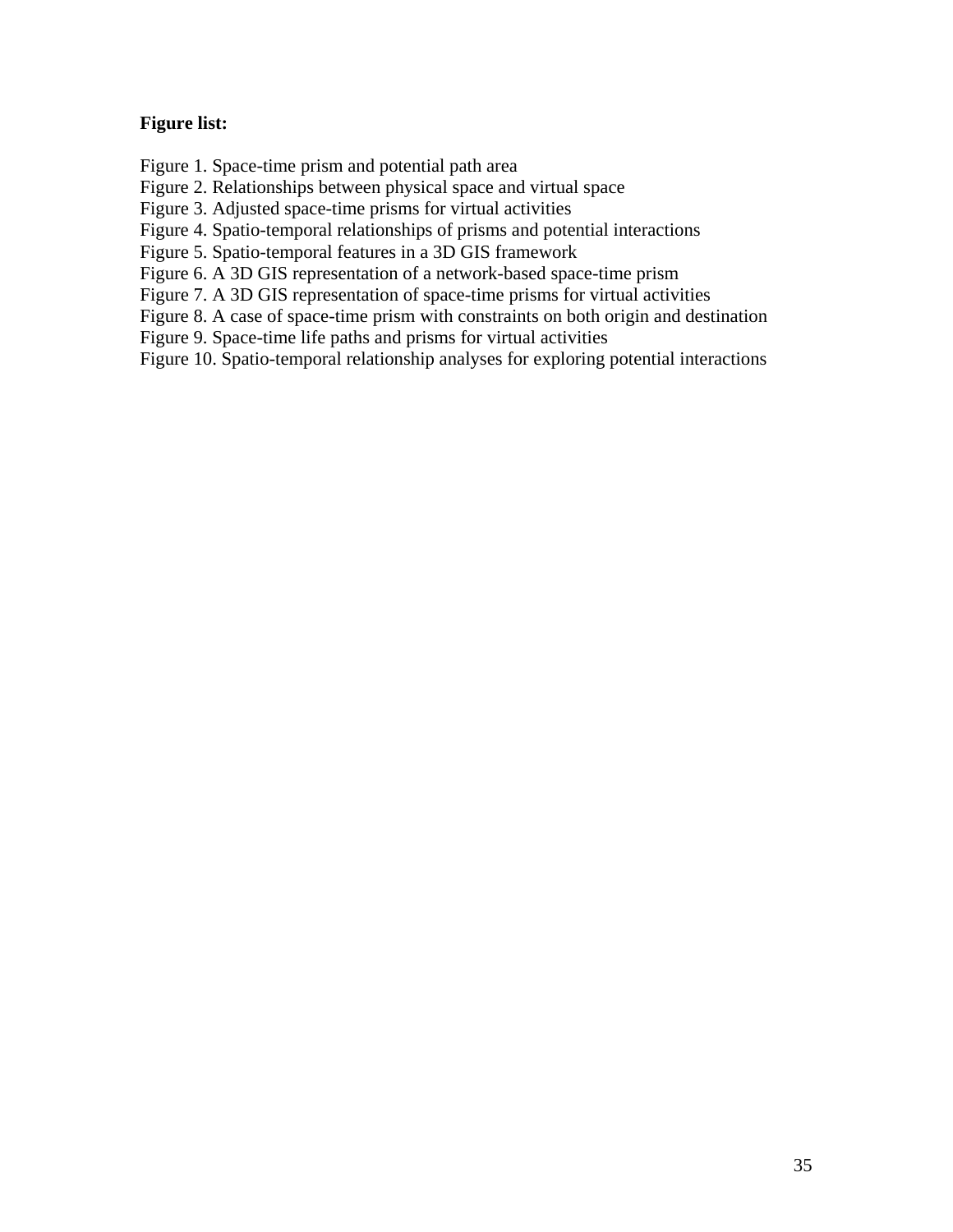**Figure list:**

Figure 1. Space-time prism and potential path area
Figure 2. Relationships between physical space and virtual space
Figure 3. Adjusted space-time prisms for virtual activities
Figure 4. Spatio-temporal relationships of prisms and potential interactions
Figure 5. Spatio-temporal features in a 3D GIS framework
Figure 6. A 3D GIS representation of a network-based space-time prism
Figure 7. A 3D GIS representation of space-time prisms for virtual activities
Figure 8. A case of space-time prism with constraints on both origin and destination
Figure 9. Space-time life paths and prisms for virtual activities
Figure 10. Spatio-temporal relationship analyses for exploring potential interactions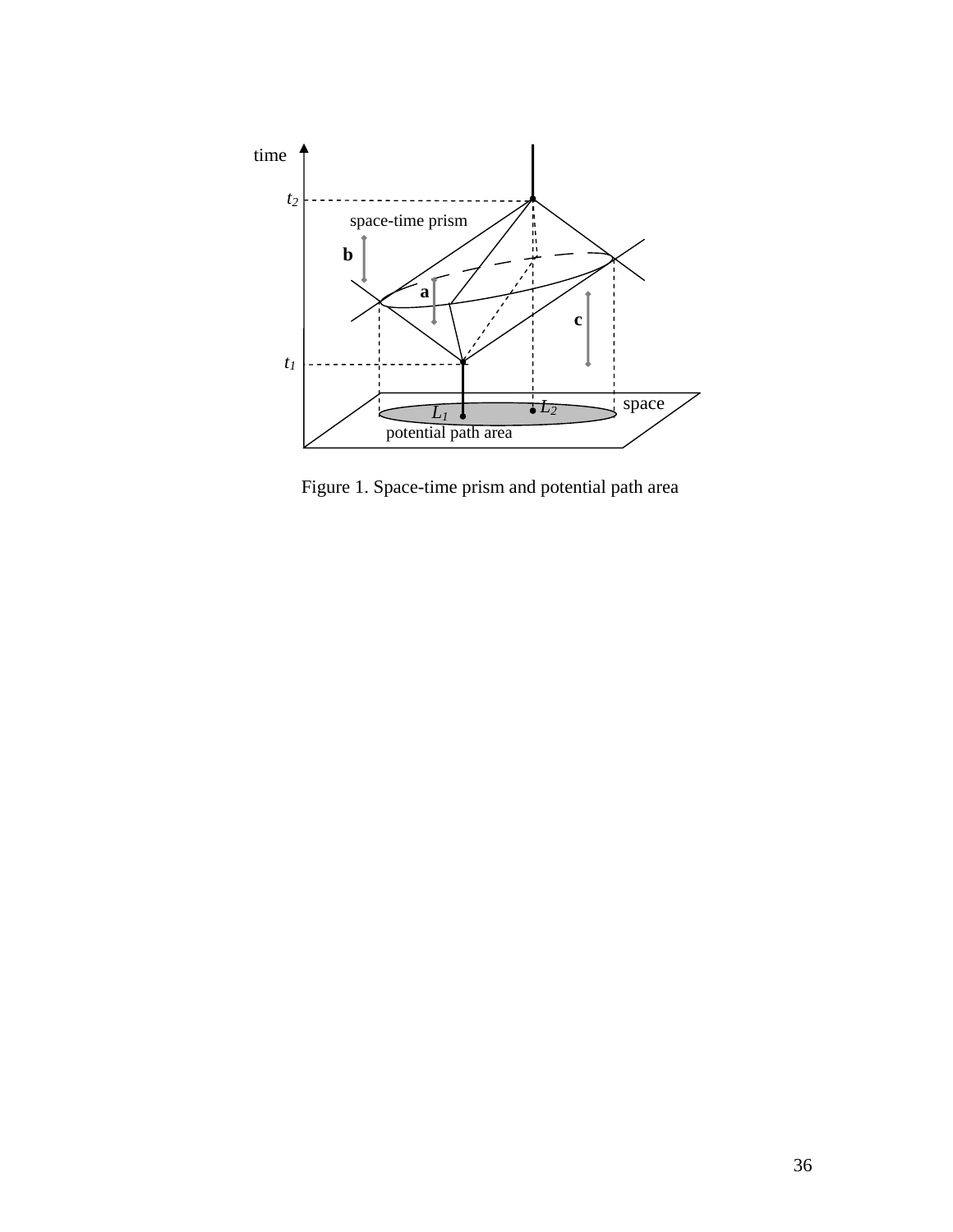Figure 1. Space-time prism and potential path area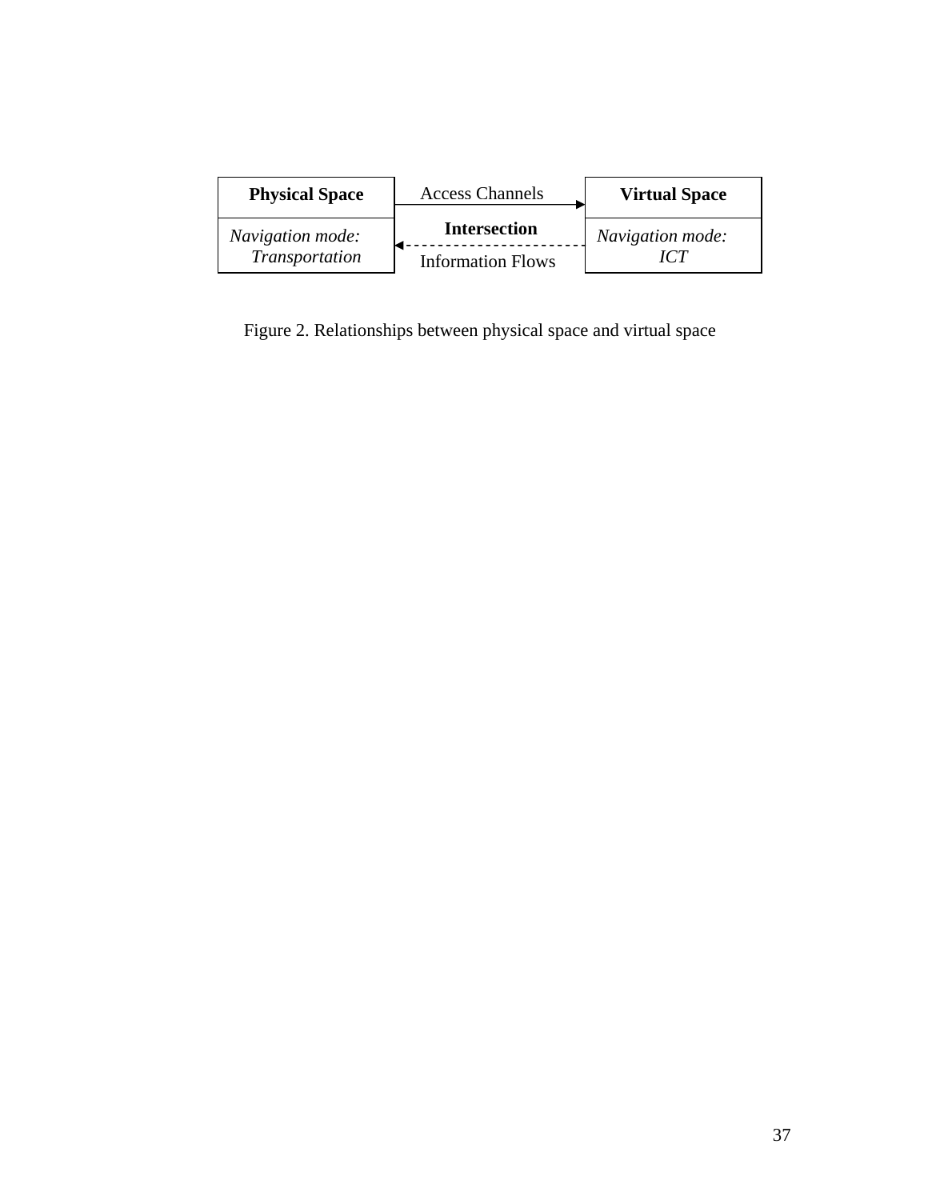| Physical Space | Access Channels → | Virtual Space |
|---|---|---|
| *Navigation mode: Transportation* | **Intersection** ← Information Flows | *Navigation mode: ICT* |

Figure 2. Relationships between physical space and virtual space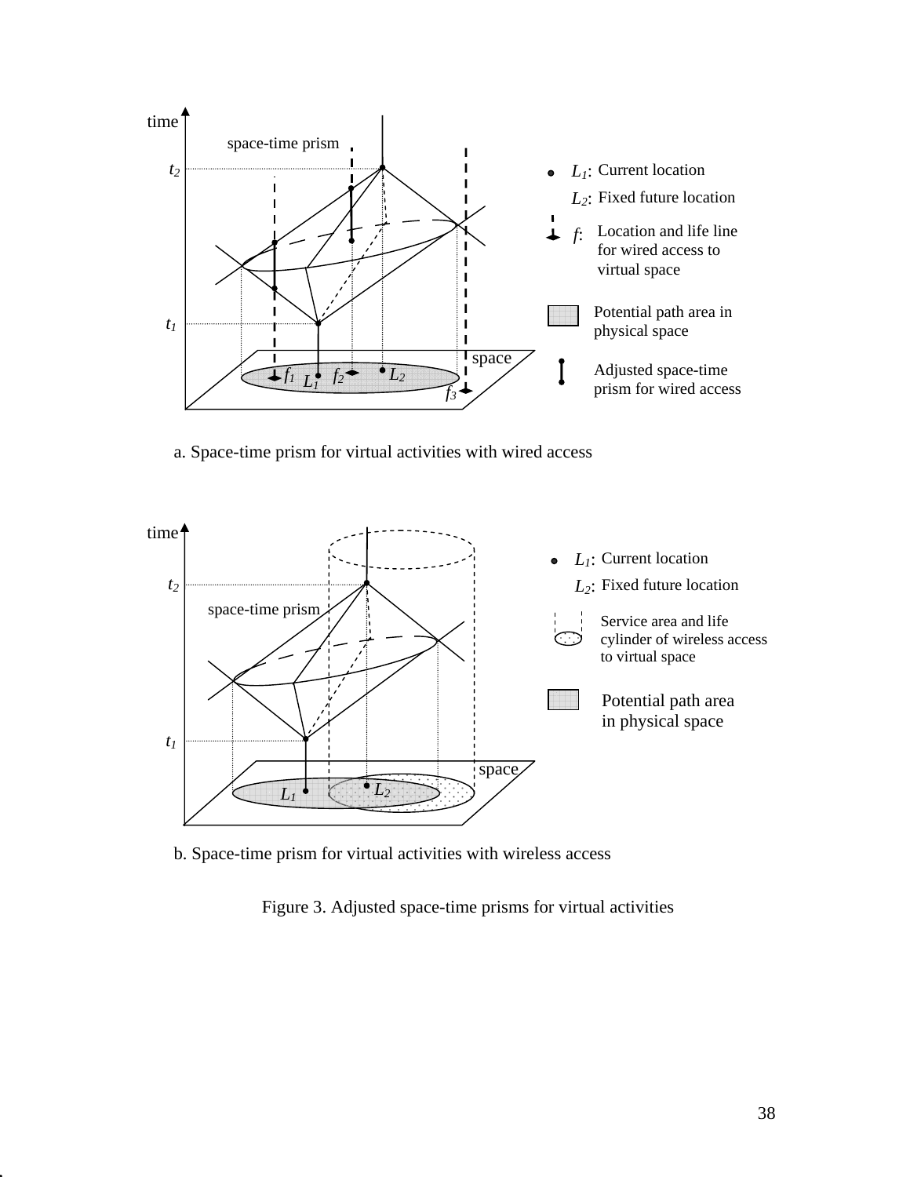a. Space-time prism for virtual activities with wired access

b. Space-time prism for virtual activities with wireless access

Figure 3. Adjusted space-time prisms for virtual activities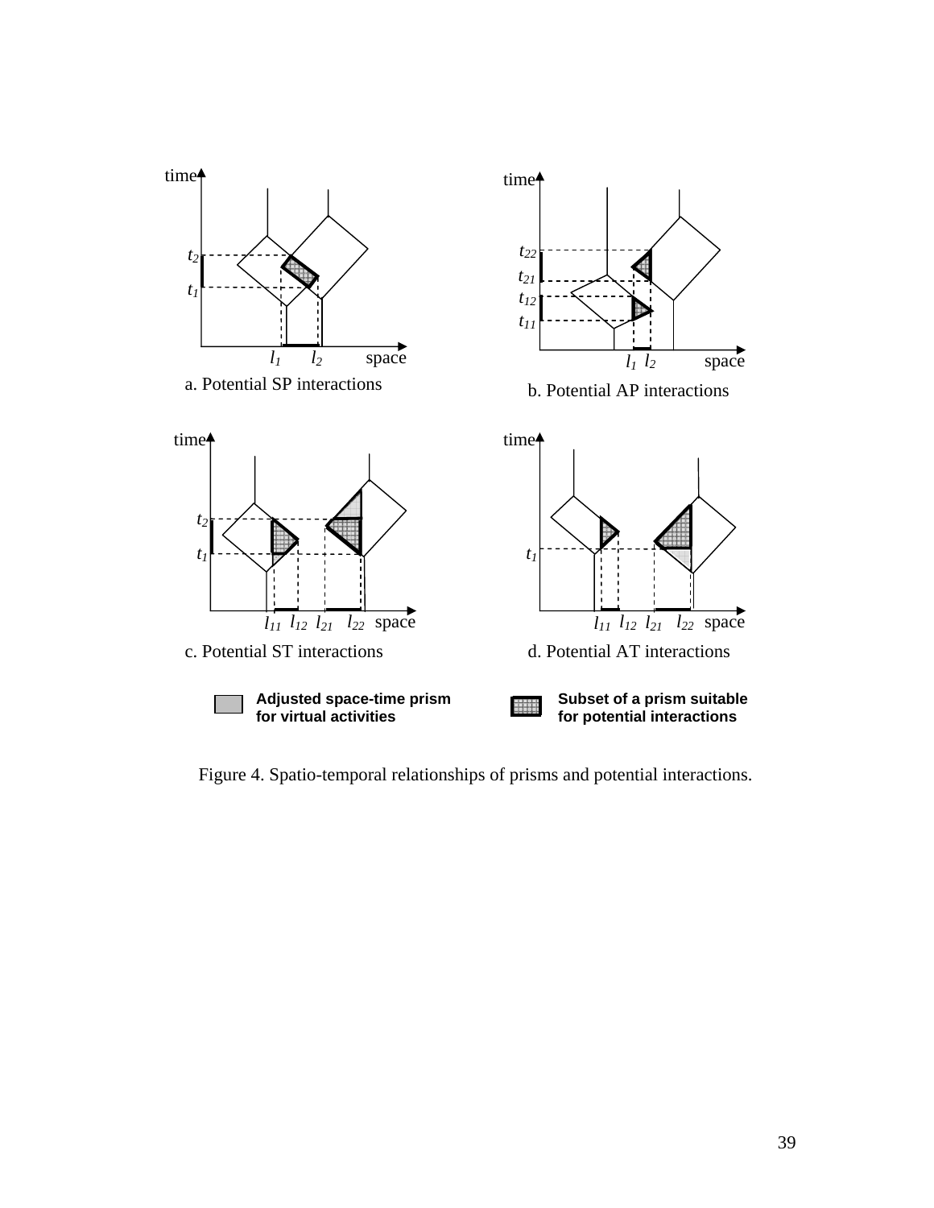a. Potential SP interactions

b. Potential AP interactions

c. Potential ST interactions

d. Potential AT interactions

Adjusted space-time prism for virtual activities

Subset of a prism suitable for potential interactions

Figure 4. Spatio-temporal relationships of prisms and potential interactions.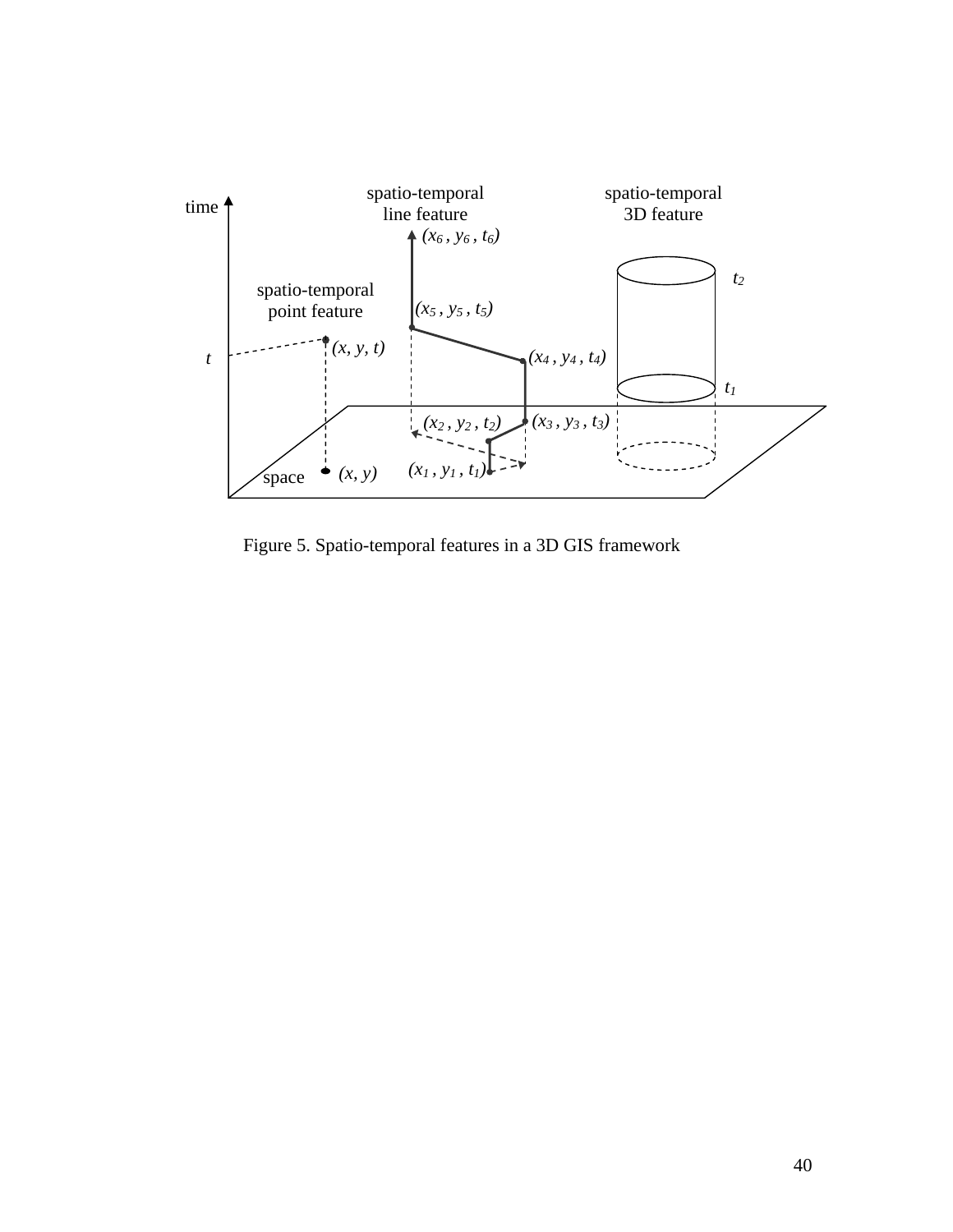Figure 5. Spatio-temporal features in a 3D GIS framework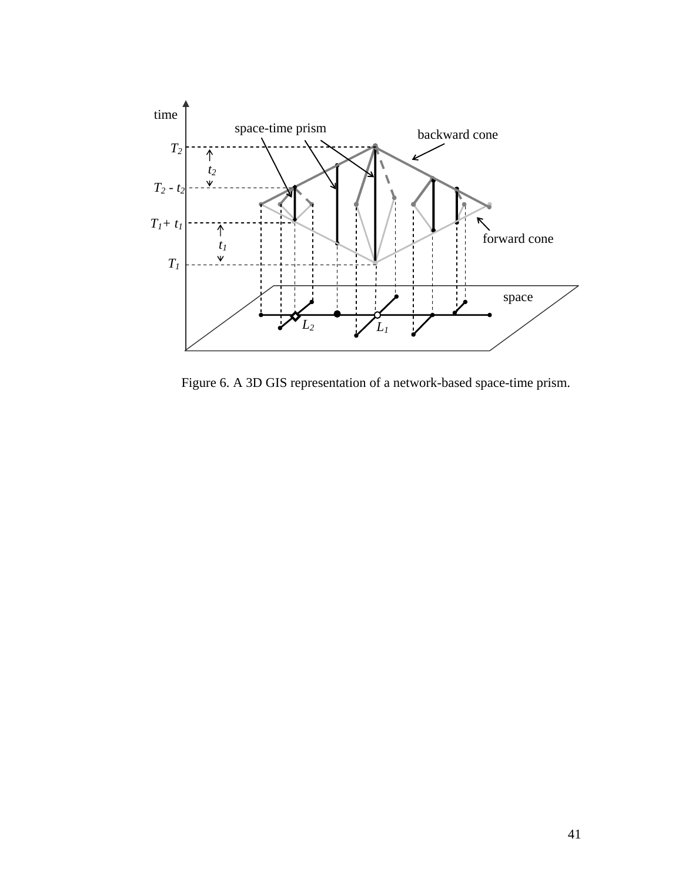Figure 6. A 3D GIS representation of a network-based space-time prism.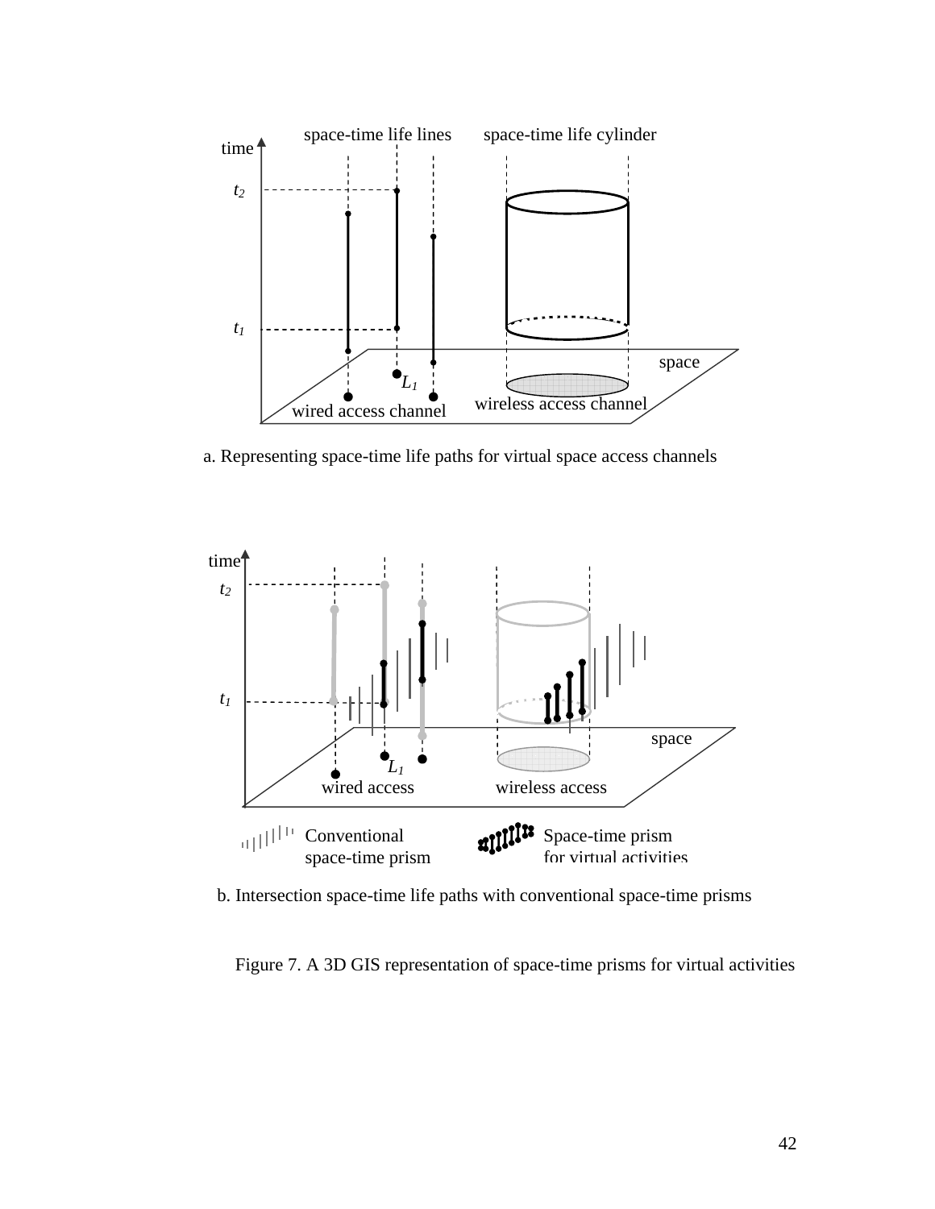a. Representing space-time life paths for virtual space access channels

b. Intersection space-time life paths with conventional space-time prisms

Figure 7. A 3D GIS representation of space-time prisms for virtual activities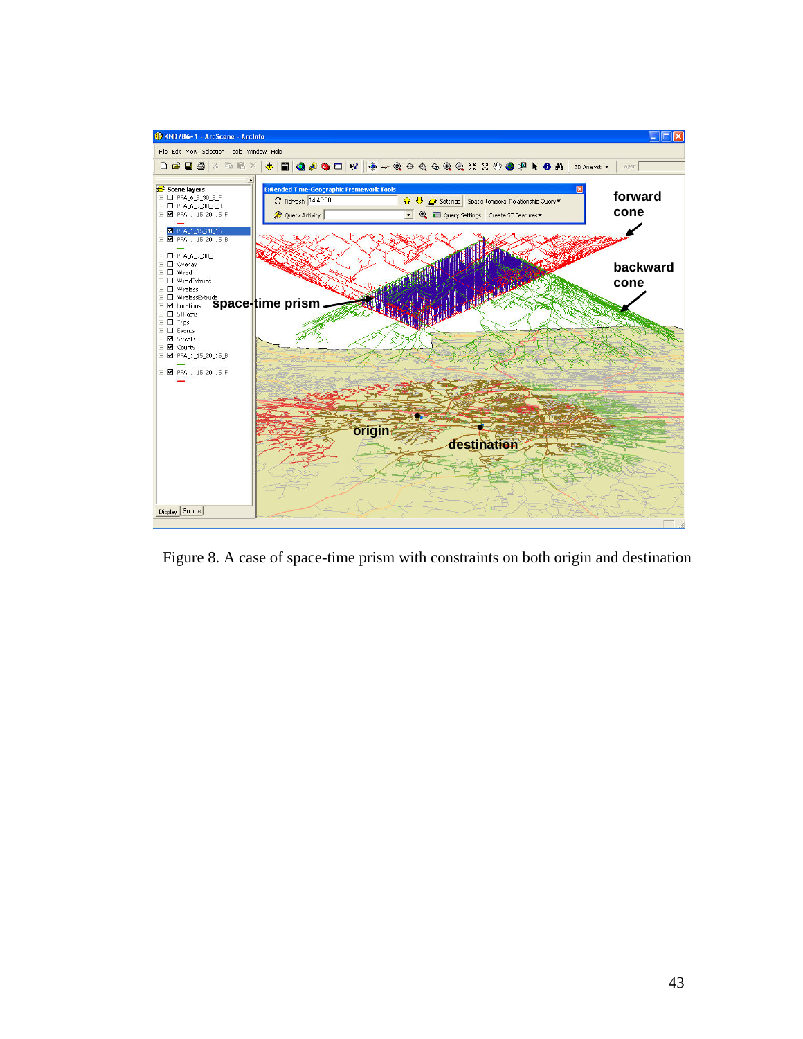Figure 8. A case of space-time prism with constraints on both origin and destination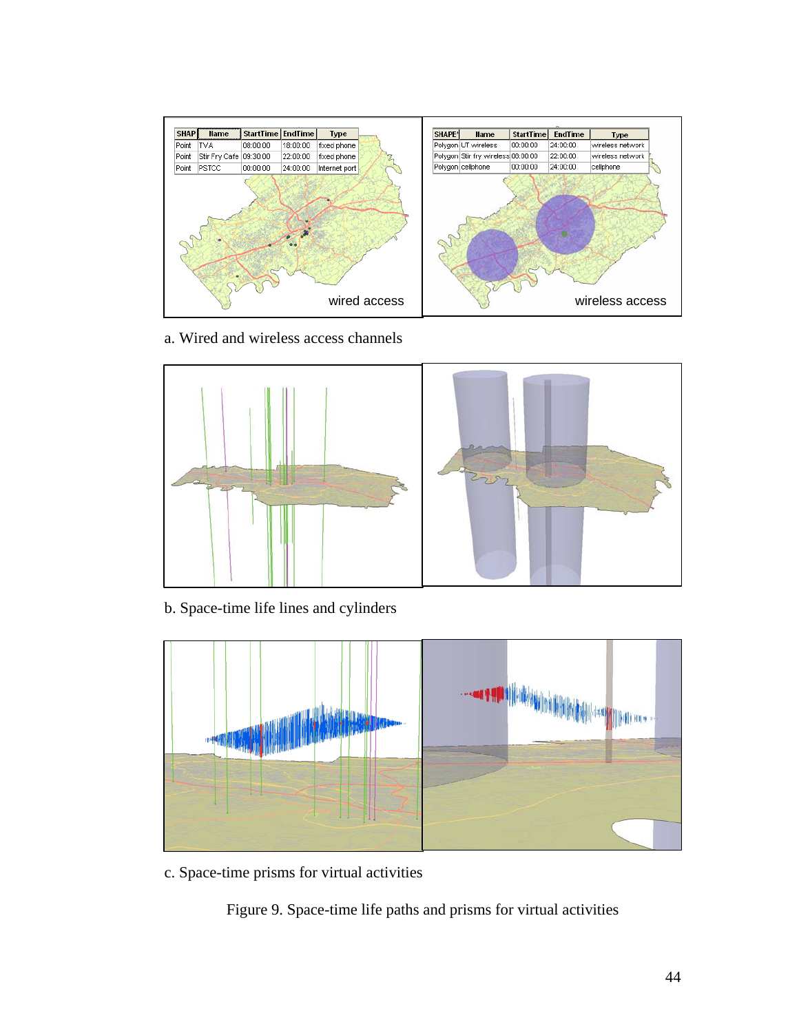a. Wired and wireless access channels

b. Space-time life lines and cylinders

c. Space-time prisms for virtual activities

Figure 9. Space-time life paths and prisms for virtual activities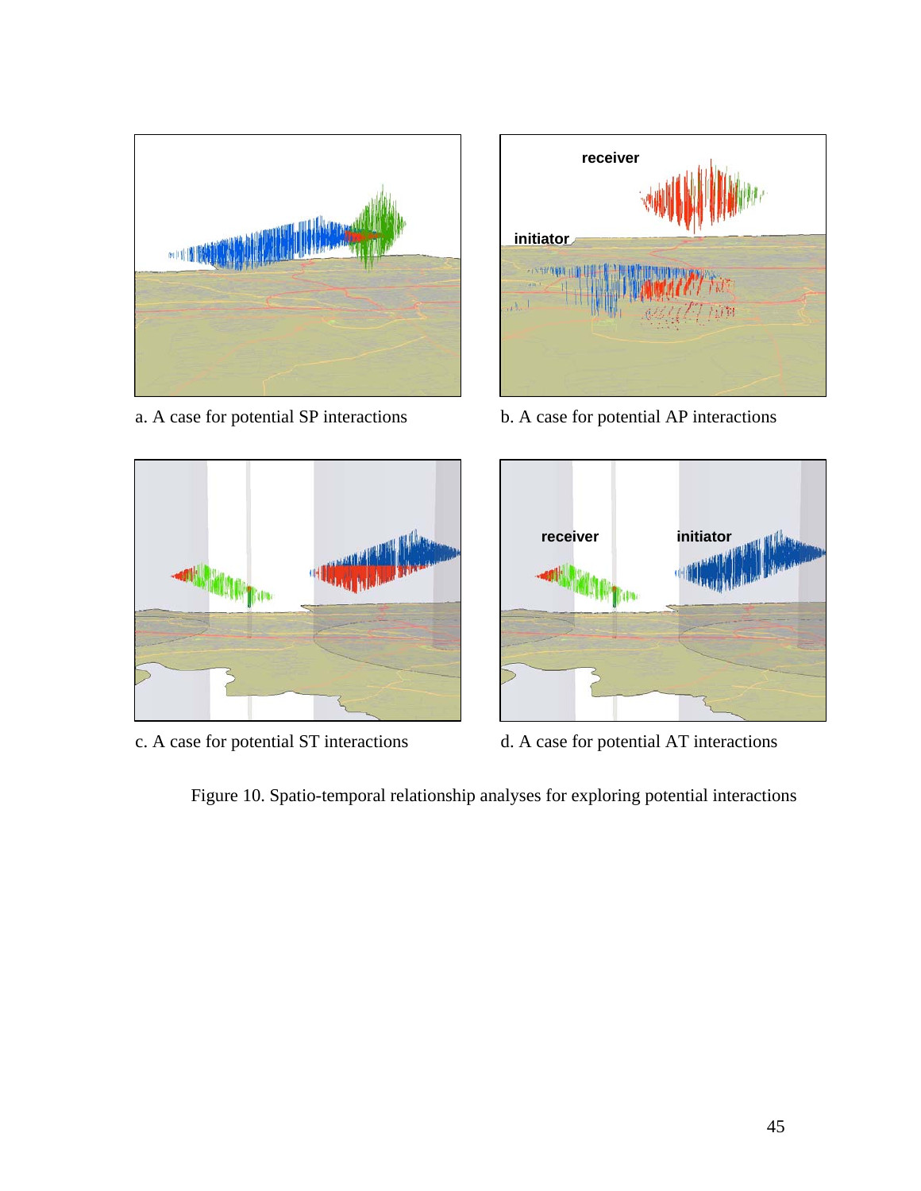receiver

initiator

a. A case for potential SP interactions

b. A case for potential AP interactions

receiver

initiator

c. A case for potential ST interactions

d. A case for potential AT interactions

Figure 10. Spatio-temporal relationship analyses for exploring potential interactions